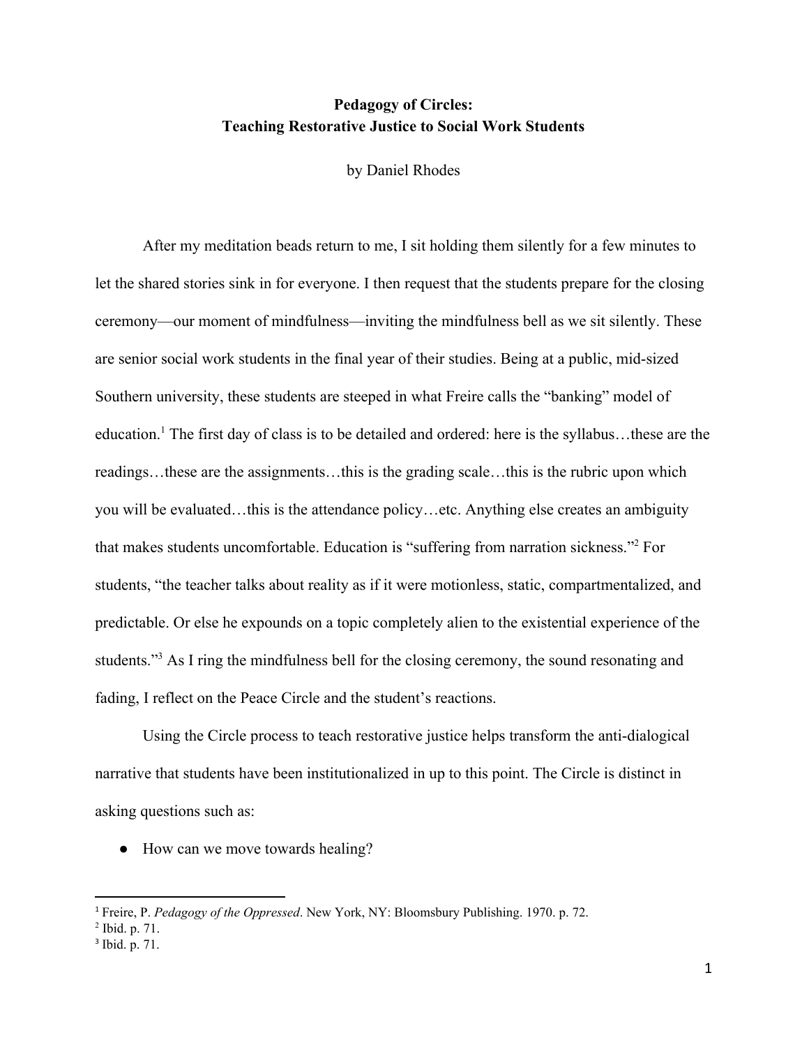# Pedagogy of Circles: Teaching Restorative Justice to Social Work Students

by Daniel Rhodes

After my meditation beads return to me, I sit holding them silently for a few minutes to let the shared stories sink in for everyone. I then request that the students prepare for the closing ceremony—our moment of mindfulness—inviting the mindfulness bell as we sit silently. These are senior social work students in the final year of their studies. Being at a public, mid-sized Southern university, these students are steeped in what Freire calls the "banking" model of education.[1] The first day of class is to be detailed and ordered: here is the syllabus…these are the readings…these are the assignments…this is the grading scale…this is the rubric upon which you will be evaluated…this is the attendance policy…etc. Anything else creates an ambiguity that makes students uncomfortable. Education is "suffering from narration sickness."[2] For students, "the teacher talks about reality as if it were motionless, static, compartmentalized, and predictable. Or else he expounds on a topic completely alien to the existential experience of the students."[3] As I ring the mindfulness bell for the closing ceremony, the sound resonating and fading, I reflect on the Peace Circle and the student's reactions.

Using the Circle process to teach restorative justice helps transform the anti-dialogical narrative that students have been institutionalized in up to this point. The Circle is distinct in asking questions such as:

- How can we move towards healing?

---

[1] Freire, P. *Pedagogy of the Oppressed*. New York, NY: Bloomsbury Publishing. 1970. p. 72.

[2] Ibid. p. 71.

[3] Ibid. p. 71.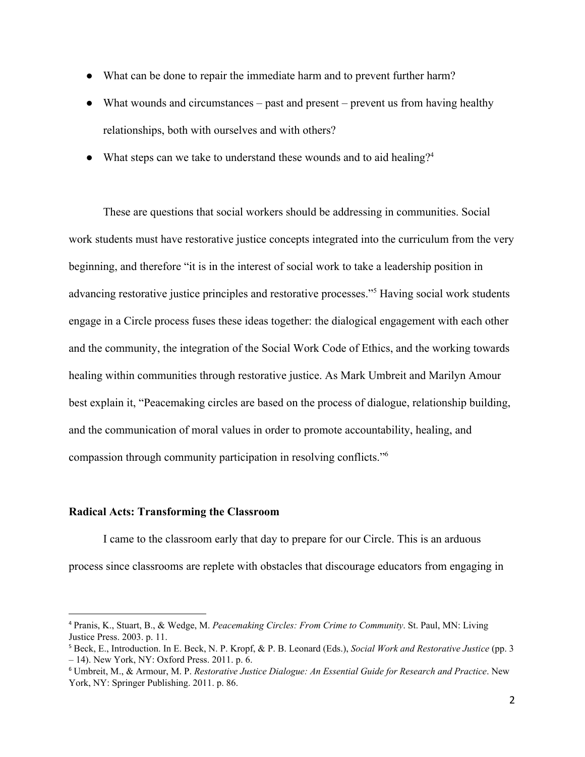- What can be done to repair the immediate harm and to prevent further harm?
- What wounds and circumstances – past and present – prevent us from having healthy relationships, both with ourselves and with others?
- What steps can we take to understand these wounds and to aid healing?[4]

These are questions that social workers should be addressing in communities. Social work students must have restorative justice concepts integrated into the curriculum from the very beginning, and therefore "it is in the interest of social work to take a leadership position in advancing restorative justice principles and restorative processes."[5] Having social work students engage in a Circle process fuses these ideas together: the dialogical engagement with each other and the community, the integration of the Social Work Code of Ethics, and the working towards healing within communities through restorative justice. As Mark Umbreit and Marilyn Amour best explain it, "Peacemaking circles are based on the process of dialogue, relationship building, and the communication of moral values in order to promote accountability, healing, and compassion through community participation in resolving conflicts."[6]

**Radical Acts: Transforming the Classroom**

I came to the classroom early that day to prepare for our Circle. This is an arduous process since classrooms are replete with obstacles that discourage educators from engaging in

---

[4] Pranis, K., Stuart, B., & Wedge, M. *Peacemaking Circles: From Crime to Community*. St. Paul, MN: Living Justice Press. 2003. p. 11.

[5] Beck, E., Introduction. In E. Beck, N. P. Kropf, & P. B. Leonard (Eds.), *Social Work and Restorative Justice* (pp. 3 – 14). New York, NY: Oxford Press. 2011. p. 6.

[6] Umbreit, M., & Armour, M. P. *Restorative Justice Dialogue: An Essential Guide for Research and Practice*. New York, NY: Springer Publishing. 2011. p. 86.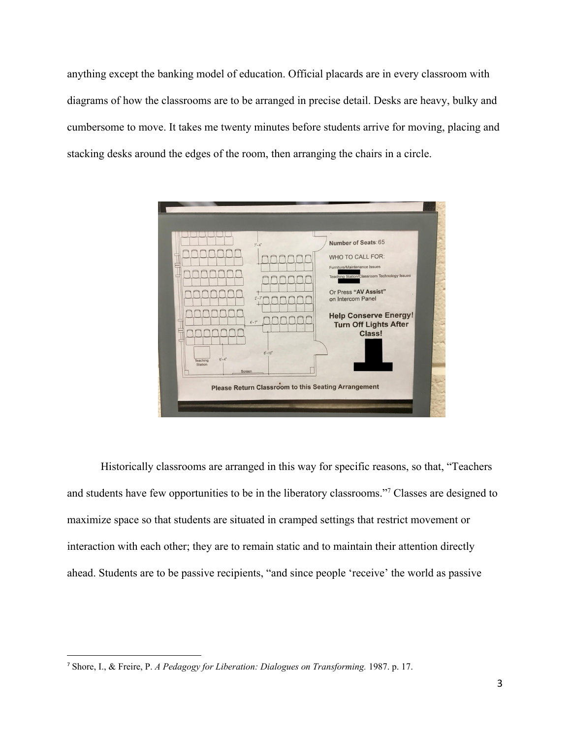anything except the banking model of education. Official placards are in every classroom with diagrams of how the classrooms are to be arranged in precise detail. Desks are heavy, bulky and cumbersome to move. It takes me twenty minutes before students arrive for moving, placing and stacking desks around the edges of the room, then arranging the chairs in a circle.

Historically classrooms are arranged in this way for specific reasons, so that, "Teachers and students have few opportunities to be in the liberatory classrooms."[7] Classes are designed to maximize space so that students are situated in cramped settings that restrict movement or interaction with each other; they are to remain static and to maintain their attention directly ahead. Students are to be passive recipients, "and since people 'receive' the world as passive

---

[7] Shore, I., & Freire, P. *A Pedagogy for Liberation: Dialogues on Transforming.* 1987. p. 17.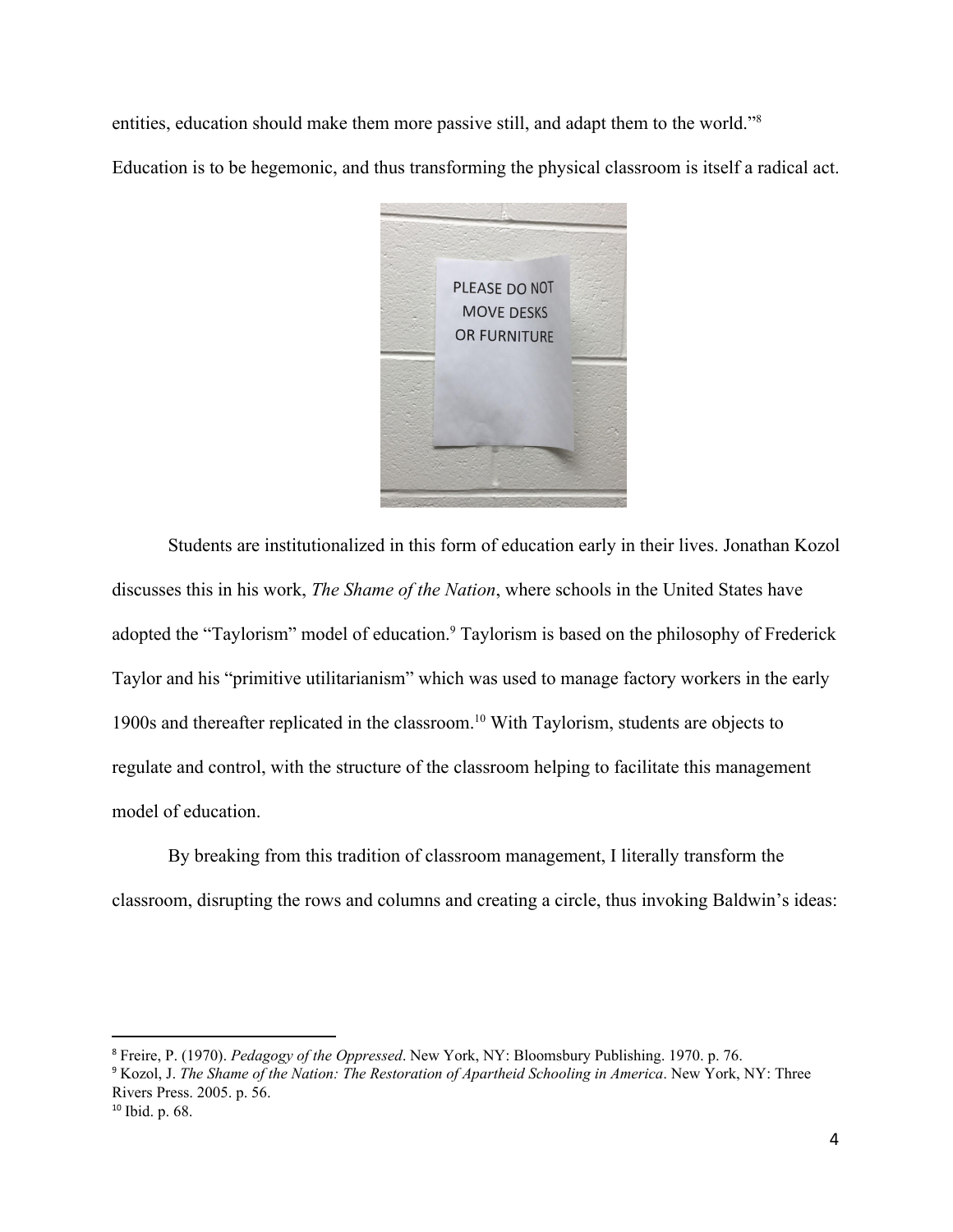entities, education should make them more passive still, and adapt them to the world."[8] Education is to be hegemonic, and thus transforming the physical classroom is itself a radical act.

Students are institutionalized in this form of education early in their lives. Jonathan Kozol discusses this in his work, *The Shame of the Nation*, where schools in the United States have adopted the "Taylorism" model of education.[9] Taylorism is based on the philosophy of Frederick Taylor and his "primitive utilitarianism" which was used to manage factory workers in the early 1900s and thereafter replicated in the classroom.[10] With Taylorism, students are objects to regulate and control, with the structure of the classroom helping to facilitate this management model of education.

By breaking from this tradition of classroom management, I literally transform the classroom, disrupting the rows and columns and creating a circle, thus invoking Baldwin's ideas:

---

[8] Freire, P. (1970). *Pedagogy of the Oppressed*. New York, NY: Bloomsbury Publishing. 1970. p. 76.

[9] Kozol, J. *The Shame of the Nation: The Restoration of Apartheid Schooling in America*. New York, NY: Three Rivers Press. 2005. p. 56.

[10] Ibid. p. 68.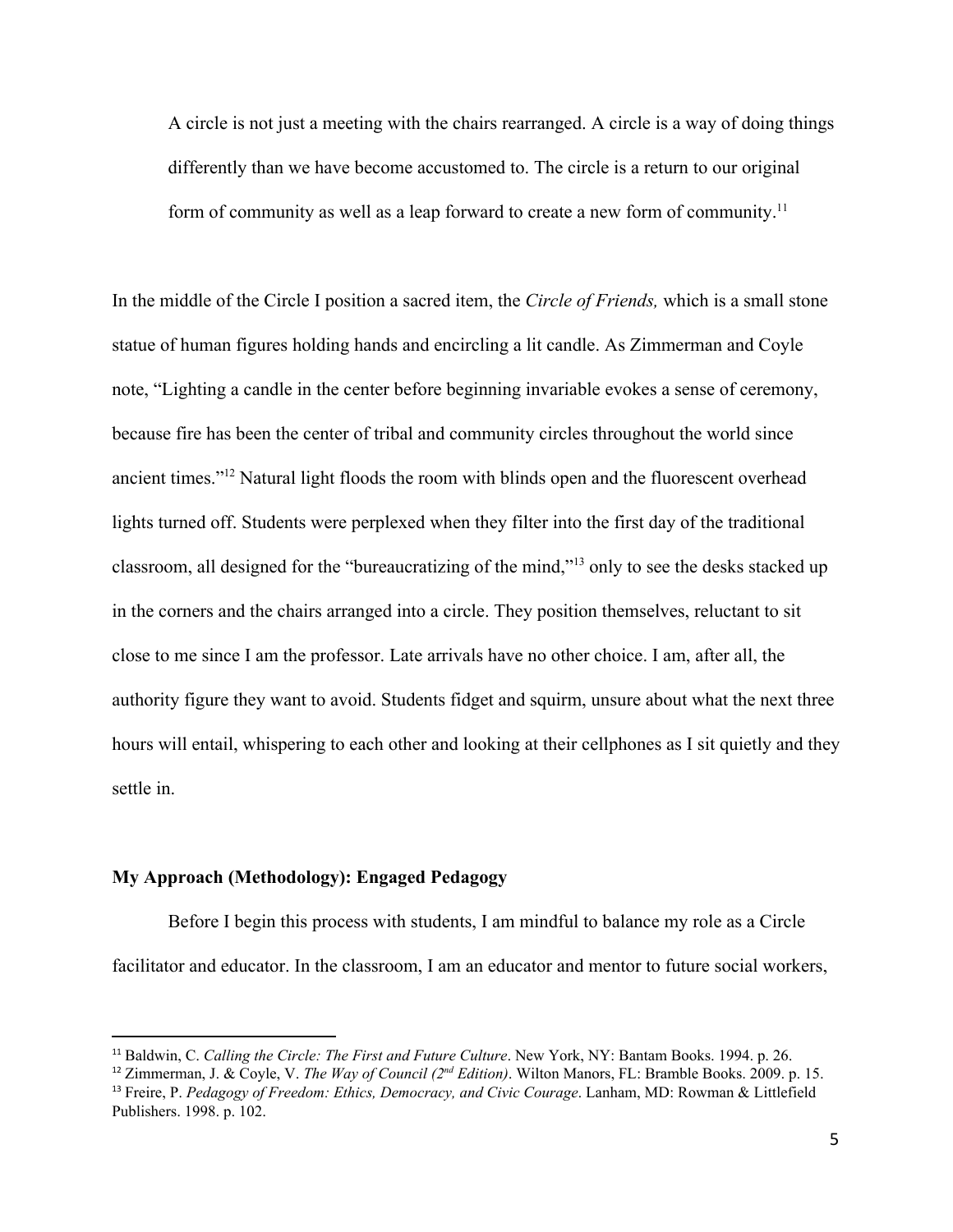> A circle is not just a meeting with the chairs rearranged. A circle is a way of doing things differently than we have become accustomed to. The circle is a return to our original form of community as well as a leap forward to create a new form of community.[11]

In the middle of the Circle I position a sacred item, the *Circle of Friends,* which is a small stone statue of human figures holding hands and encircling a lit candle. As Zimmerman and Coyle note, "Lighting a candle in the center before beginning invariable evokes a sense of ceremony, because fire has been the center of tribal and community circles throughout the world since ancient times."[12] Natural light floods the room with blinds open and the fluorescent overhead lights turned off. Students were perplexed when they filter into the first day of the traditional classroom, all designed for the "bureaucratizing of the mind,"[13] only to see the desks stacked up in the corners and the chairs arranged into a circle. They position themselves, reluctant to sit close to me since I am the professor. Late arrivals have no other choice. I am, after all, the authority figure they want to avoid. Students fidget and squirm, unsure about what the next three hours will entail, whispering to each other and looking at their cellphones as I sit quietly and they settle in.

**My Approach (Methodology): Engaged Pedagogy**

Before I begin this process with students, I am mindful to balance my role as a Circle facilitator and educator. In the classroom, I am an educator and mentor to future social workers,

---

[11] Baldwin, C. *Calling the Circle: The First and Future Culture*. New York, NY: Bantam Books. 1994. p. 26.

[12] Zimmerman, J. & Coyle, V. *The Way of Council (2nd Edition)*. Wilton Manors, FL: Bramble Books. 2009. p. 15.

[13] Freire, P. *Pedagogy of Freedom: Ethics, Democracy, and Civic Courage*. Lanham, MD: Rowman & Littlefield Publishers. 1998. p. 102.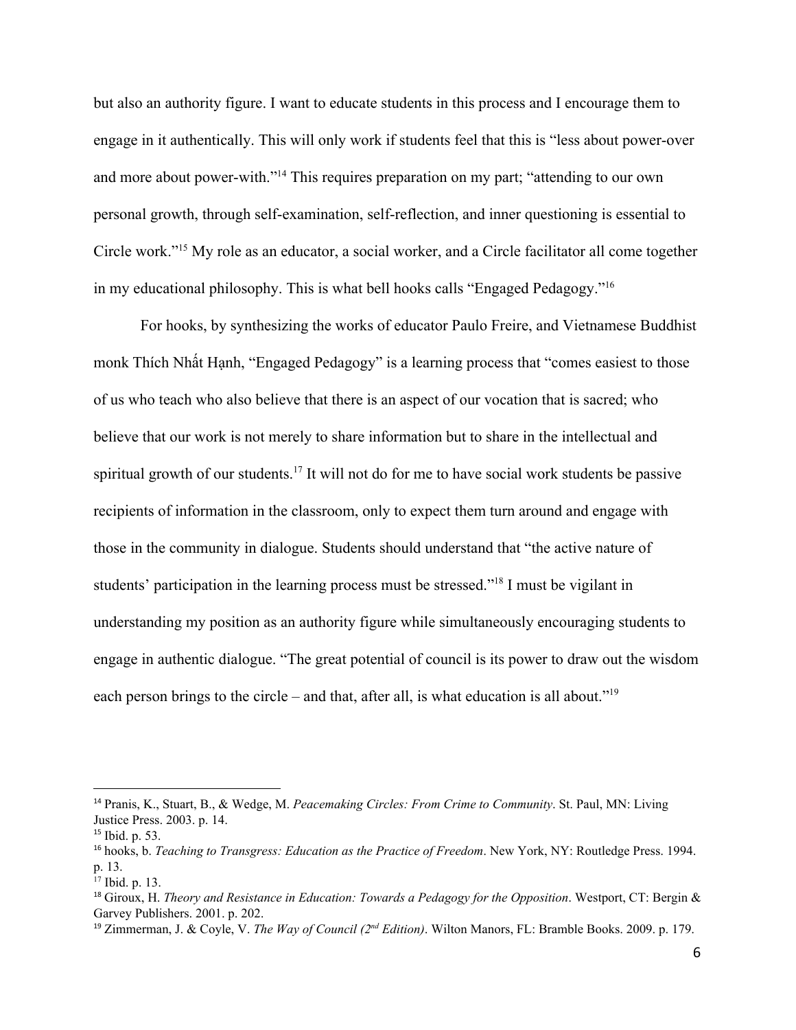but also an authority figure. I want to educate students in this process and I encourage them to engage in it authentically. This will only work if students feel that this is "less about power-over and more about power-with."[14] This requires preparation on my part; "attending to our own personal growth, through self-examination, self-reflection, and inner questioning is essential to Circle work."[15] My role as an educator, a social worker, and a Circle facilitator all come together in my educational philosophy. This is what bell hooks calls "Engaged Pedagogy."[16]

For hooks, by synthesizing the works of educator Paulo Freire, and Vietnamese Buddhist monk Thích Nhất Hạnh, "Engaged Pedagogy" is a learning process that "comes easiest to those of us who teach who also believe that there is an aspect of our vocation that is sacred; who believe that our work is not merely to share information but to share in the intellectual and spiritual growth of our students.[17] It will not do for me to have social work students be passive recipients of information in the classroom, only to expect them turn around and engage with those in the community in dialogue. Students should understand that "the active nature of students' participation in the learning process must be stressed."[18] I must be vigilant in understanding my position as an authority figure while simultaneously encouraging students to engage in authentic dialogue. "The great potential of council is its power to draw out the wisdom each person brings to the circle – and that, after all, is what education is all about."[19]

---

[14] Pranis, K., Stuart, B., & Wedge, M. *Peacemaking Circles: From Crime to Community*. St. Paul, MN: Living Justice Press. 2003. p. 14.

[15] Ibid. p. 53.

[16] hooks, b. *Teaching to Transgress: Education as the Practice of Freedom*. New York, NY: Routledge Press. 1994. p. 13.

[17] Ibid. p. 13.

[18] Giroux, H. *Theory and Resistance in Education: Towards a Pedagogy for the Opposition*. Westport, CT: Bergin & Garvey Publishers. 2001. p. 202.

[19] Zimmerman, J. & Coyle, V. *The Way of Council (2nd Edition)*. Wilton Manors, FL: Bramble Books. 2009. p. 179.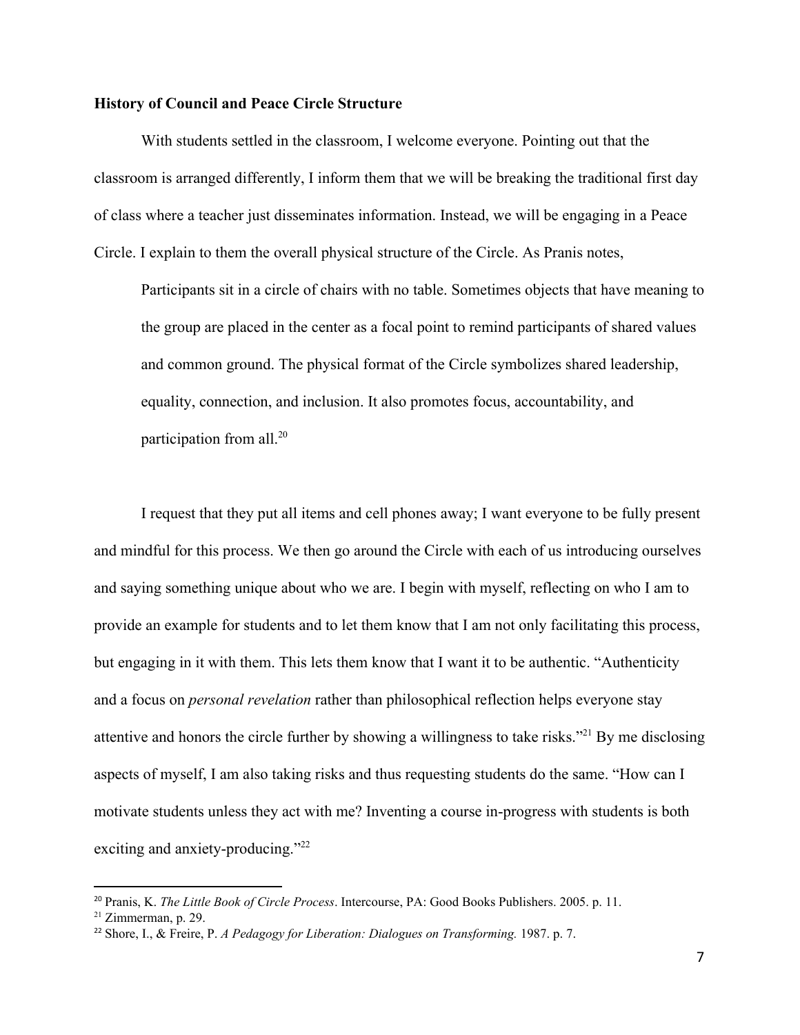### History of Council and Peace Circle Structure

With students settled in the classroom, I welcome everyone. Pointing out that the classroom is arranged differently, I inform them that we will be breaking the traditional first day of class where a teacher just disseminates information. Instead, we will be engaging in a Peace Circle. I explain to them the overall physical structure of the Circle. As Pranis notes,

> Participants sit in a circle of chairs with no table. Sometimes objects that have meaning to the group are placed in the center as a focal point to remind participants of shared values and common ground. The physical format of the Circle symbolizes shared leadership, equality, connection, and inclusion. It also promotes focus, accountability, and participation from all.[20]

I request that they put all items and cell phones away; I want everyone to be fully present and mindful for this process. We then go around the Circle with each of us introducing ourselves and saying something unique about who we are. I begin with myself, reflecting on who I am to provide an example for students and to let them know that I am not only facilitating this process, but engaging in it with them. This lets them know that I want it to be authentic. "Authenticity and a focus on *personal revelation* rather than philosophical reflection helps everyone stay attentive and honors the circle further by showing a willingness to take risks."[21] By me disclosing aspects of myself, I am also taking risks and thus requesting students do the same. "How can I motivate students unless they act with me? Inventing a course in-progress with students is both exciting and anxiety-producing."[22]

---

[20] Pranis, K. *The Little Book of Circle Process*. Intercourse, PA: Good Books Publishers. 2005. p. 11.

[21] Zimmerman, p. 29.

[22] Shore, I., & Freire, P. *A Pedagogy for Liberation: Dialogues on Transforming.* 1987. p. 7.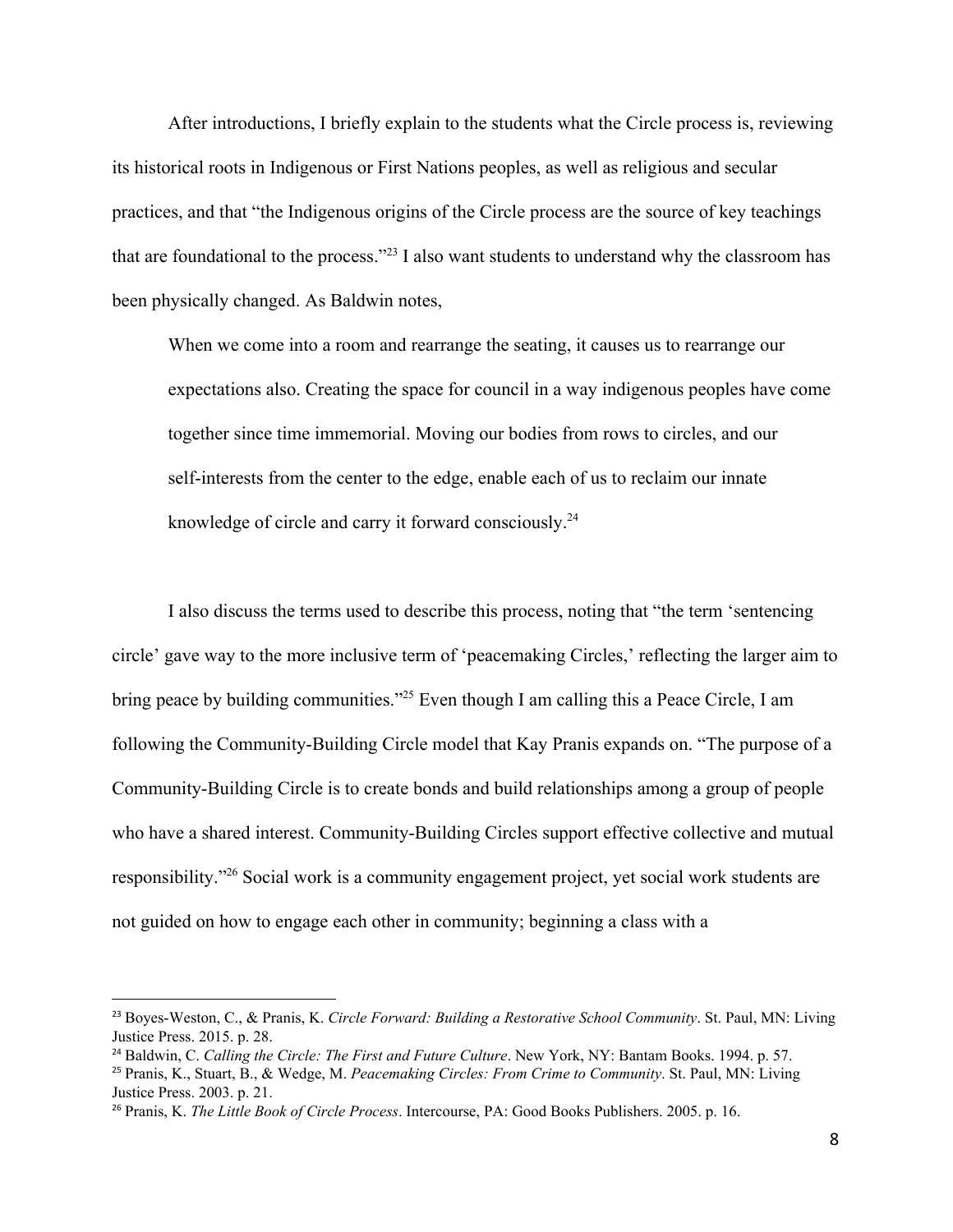After introductions, I briefly explain to the students what the Circle process is, reviewing its historical roots in Indigenous or First Nations peoples, as well as religious and secular practices, and that "the Indigenous origins of the Circle process are the source of key teachings that are foundational to the process."[23] I also want students to understand why the classroom has been physically changed. As Baldwin notes,

> When we come into a room and rearrange the seating, it causes us to rearrange our expectations also. Creating the space for council in a way indigenous peoples have come together since time immemorial. Moving our bodies from rows to circles, and our self-interests from the center to the edge, enable each of us to reclaim our innate knowledge of circle and carry it forward consciously.[24]

I also discuss the terms used to describe this process, noting that "the term 'sentencing circle' gave way to the more inclusive term of 'peacemaking Circles,' reflecting the larger aim to bring peace by building communities."[25] Even though I am calling this a Peace Circle, I am following the Community-Building Circle model that Kay Pranis expands on. "The purpose of a Community-Building Circle is to create bonds and build relationships among a group of people who have a shared interest. Community-Building Circles support effective collective and mutual responsibility."[26] Social work is a community engagement project, yet social work students are not guided on how to engage each other in community; beginning a class with a

---

[23] Boyes-Weston, C., & Pranis, K. *Circle Forward: Building a Restorative School Community*. St. Paul, MN: Living Justice Press. 2015. p. 28.

[24] Baldwin, C. *Calling the Circle: The First and Future Culture*. New York, NY: Bantam Books. 1994. p. 57.

[25] Pranis, K., Stuart, B., & Wedge, M. *Peacemaking Circles: From Crime to Community*. St. Paul, MN: Living Justice Press. 2003. p. 21.

[26] Pranis, K. *The Little Book of Circle Process*. Intercourse, PA: Good Books Publishers. 2005. p. 16.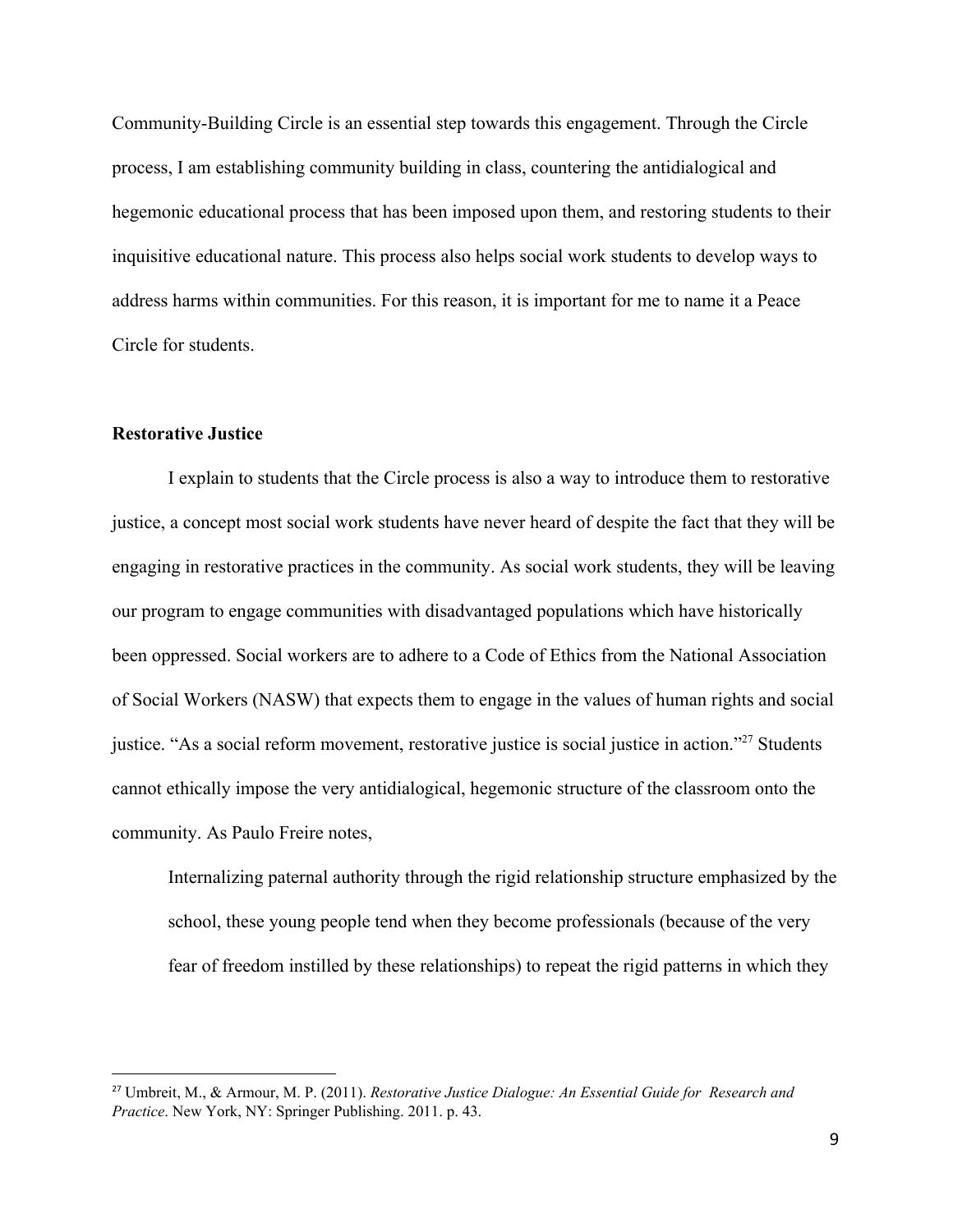Community-Building Circle is an essential step towards this engagement. Through the Circle process, I am establishing community building in class, countering the antidialogical and hegemonic educational process that has been imposed upon them, and restoring students to their inquisitive educational nature. This process also helps social work students to develop ways to address harms within communities. For this reason, it is important for me to name it a Peace Circle for students.

**Restorative Justice**

I explain to students that the Circle process is also a way to introduce them to restorative justice, a concept most social work students have never heard of despite the fact that they will be engaging in restorative practices in the community. As social work students, they will be leaving our program to engage communities with disadvantaged populations which have historically been oppressed. Social workers are to adhere to a Code of Ethics from the National Association of Social Workers (NASW) that expects them to engage in the values of human rights and social justice. "As a social reform movement, restorative justice is social justice in action."[27] Students cannot ethically impose the very antidialogical, hegemonic structure of the classroom onto the community. As Paulo Freire notes,

> Internalizing paternal authority through the rigid relationship structure emphasized by the school, these young people tend when they become professionals (because of the very fear of freedom instilled by these relationships) to repeat the rigid patterns in which they

---

[27] Umbreit, M., & Armour, M. P. (2011). *Restorative Justice Dialogue: An Essential Guide for Research and Practice*. New York, NY: Springer Publishing. 2011. p. 43.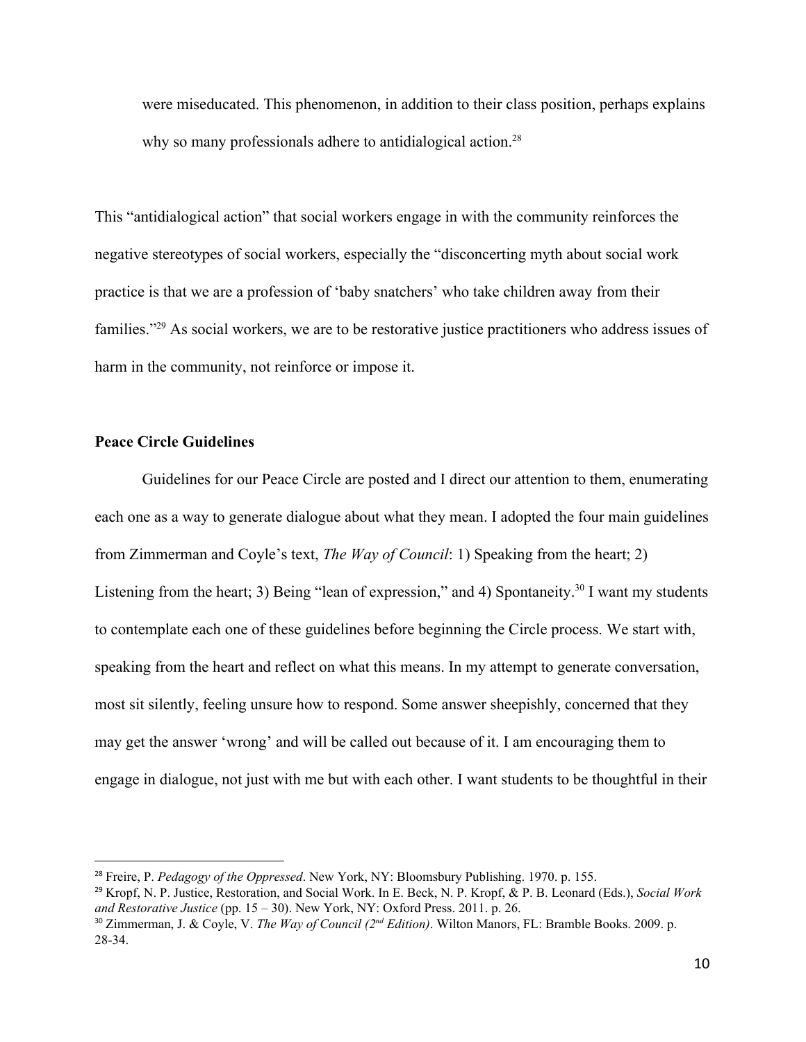> were miseducated. This phenomenon, in addition to their class position, perhaps explains why so many professionals adhere to antidialogical action.[28]

This "antidialogical action" that social workers engage in with the community reinforces the negative stereotypes of social workers, especially the "disconcerting myth about social work practice is that we are a profession of 'baby snatchers' who take children away from their families."[29] As social workers, we are to be restorative justice practitioners who address issues of harm in the community, not reinforce or impose it.

**Peace Circle Guidelines**

Guidelines for our Peace Circle are posted and I direct our attention to them, enumerating each one as a way to generate dialogue about what they mean. I adopted the four main guidelines from Zimmerman and Coyle's text, *The Way of Council*: 1) Speaking from the heart; 2) Listening from the heart; 3) Being "lean of expression," and 4) Spontaneity.[30] I want my students to contemplate each one of these guidelines before beginning the Circle process. We start with, speaking from the heart and reflect on what this means. In my attempt to generate conversation, most sit silently, feeling unsure how to respond. Some answer sheepishly, concerned that they may get the answer 'wrong' and will be called out because of it. I am encouraging them to engage in dialogue, not just with me but with each other. I want students to be thoughtful in their

---

[28] Freire, P. *Pedagogy of the Oppressed*. New York, NY: Bloomsbury Publishing. 1970. p. 155.

[29] Kropf, N. P. Justice, Restoration, and Social Work. In E. Beck, N. P. Kropf, & P. B. Leonard (Eds.), *Social Work and Restorative Justice* (pp. 15 – 30). New York, NY: Oxford Press. 2011. p. 26.

[30] Zimmerman, J. & Coyle, V. *The Way of Council (2nd Edition)*. Wilton Manors, FL: Bramble Books. 2009. p. 28-34.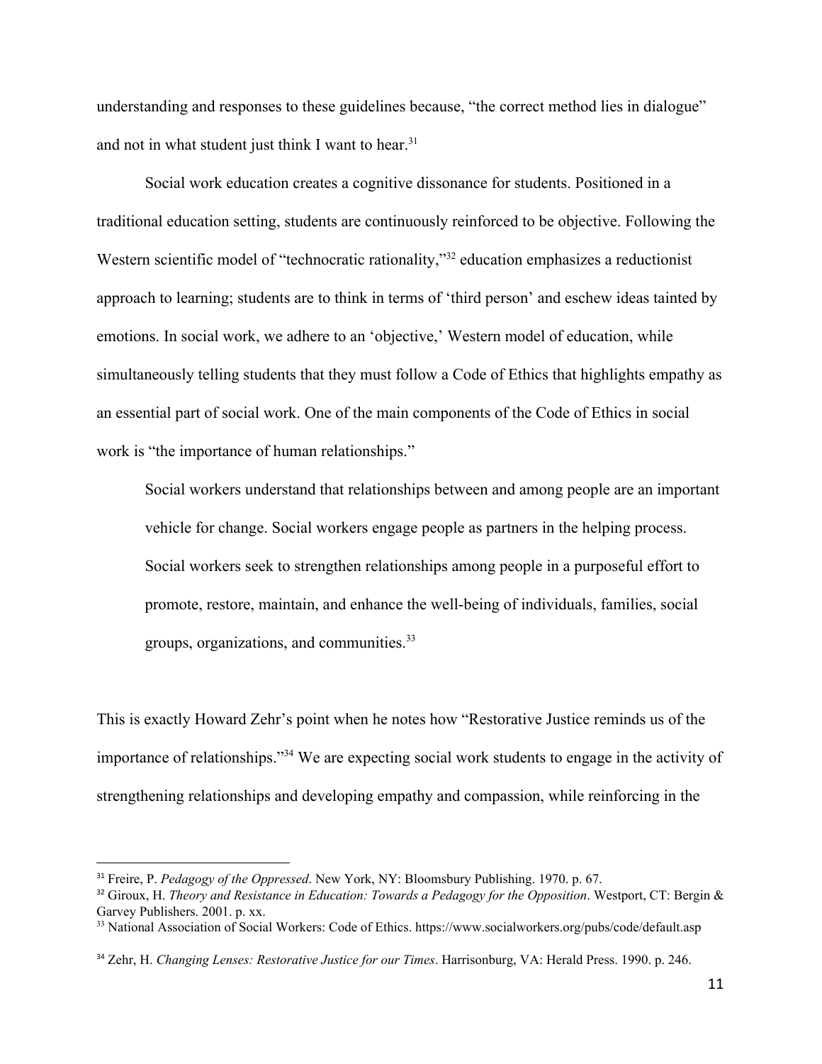understanding and responses to these guidelines because, "the correct method lies in dialogue" and not in what student just think I want to hear.[31]

Social work education creates a cognitive dissonance for students. Positioned in a traditional education setting, students are continuously reinforced to be objective. Following the Western scientific model of "technocratic rationality,"[32] education emphasizes a reductionist approach to learning; students are to think in terms of 'third person' and eschew ideas tainted by emotions. In social work, we adhere to an 'objective,' Western model of education, while simultaneously telling students that they must follow a Code of Ethics that highlights empathy as an essential part of social work. One of the main components of the Code of Ethics in social work is "the importance of human relationships."

> Social workers understand that relationships between and among people are an important vehicle for change. Social workers engage people as partners in the helping process. Social workers seek to strengthen relationships among people in a purposeful effort to promote, restore, maintain, and enhance the well-being of individuals, families, social groups, organizations, and communities.[33]

This is exactly Howard Zehr's point when he notes how "Restorative Justice reminds us of the importance of relationships."[34] We are expecting social work students to engage in the activity of strengthening relationships and developing empathy and compassion, while reinforcing in the

---

[31] Freire, P. *Pedagogy of the Oppressed*. New York, NY: Bloomsbury Publishing. 1970. p. 67.

[32] Giroux, H. *Theory and Resistance in Education: Towards a Pedagogy for the Opposition*. Westport, CT: Bergin & Garvey Publishers. 2001. p. xx.

[33] National Association of Social Workers: Code of Ethics. https://www.socialworkers.org/pubs/code/default.asp

[34] Zehr, H. *Changing Lenses: Restorative Justice for our Times*. Harrisonburg, VA: Herald Press. 1990. p. 246.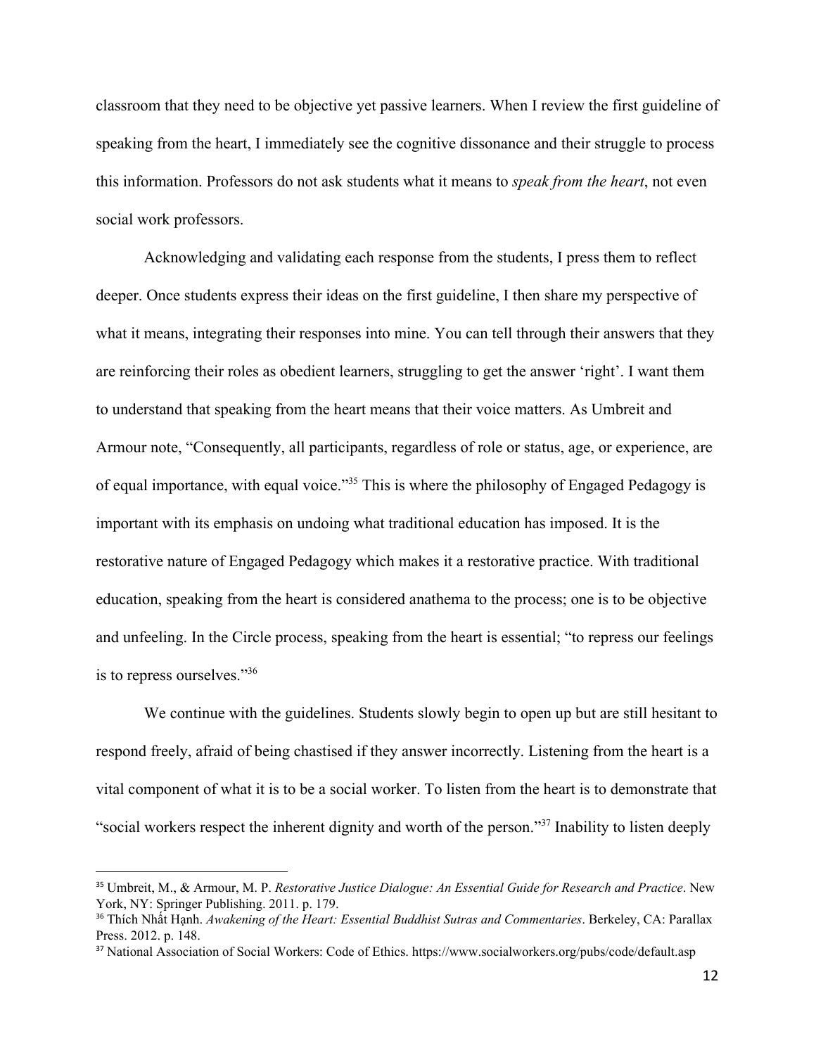classroom that they need to be objective yet passive learners. When I review the first guideline of speaking from the heart, I immediately see the cognitive dissonance and their struggle to process this information. Professors do not ask students what it means to *speak from the heart*, not even social work professors.

Acknowledging and validating each response from the students, I press them to reflect deeper. Once students express their ideas on the first guideline, I then share my perspective of what it means, integrating their responses into mine. You can tell through their answers that they are reinforcing their roles as obedient learners, struggling to get the answer 'right'. I want them to understand that speaking from the heart means that their voice matters. As Umbreit and Armour note, "Consequently, all participants, regardless of role or status, age, or experience, are of equal importance, with equal voice."[35] This is where the philosophy of Engaged Pedagogy is important with its emphasis on undoing what traditional education has imposed. It is the restorative nature of Engaged Pedagogy which makes it a restorative practice. With traditional education, speaking from the heart is considered anathema to the process; one is to be objective and unfeeling. In the Circle process, speaking from the heart is essential; "to repress our feelings is to repress ourselves."[36]

We continue with the guidelines. Students slowly begin to open up but are still hesitant to respond freely, afraid of being chastised if they answer incorrectly. Listening from the heart is a vital component of what it is to be a social worker. To listen from the heart is to demonstrate that "social workers respect the inherent dignity and worth of the person."[37] Inability to listen deeply

---

[35] Umbreit, M., & Armour, M. P. *Restorative Justice Dialogue: An Essential Guide for Research and Practice*. New York, NY: Springer Publishing. 2011. p. 179.

[36] Thích Nhất Hạnh. *Awakening of the Heart: Essential Buddhist Sutras and Commentaries*. Berkeley, CA: Parallax Press. 2012. p. 148.

[37] National Association of Social Workers: Code of Ethics. https://www.socialworkers.org/pubs/code/default.asp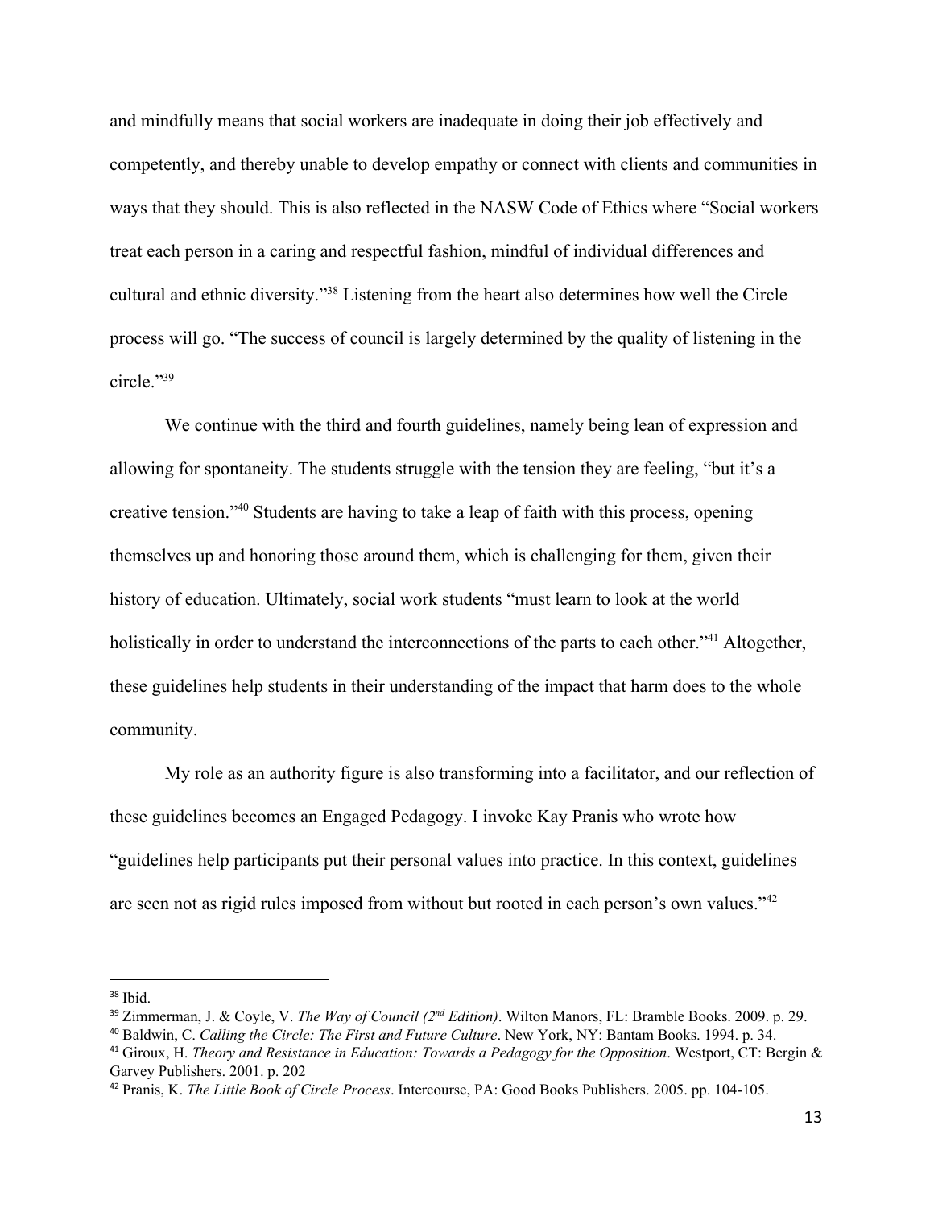and mindfully means that social workers are inadequate in doing their job effectively and competently, and thereby unable to develop empathy or connect with clients and communities in ways that they should. This is also reflected in the NASW Code of Ethics where "Social workers treat each person in a caring and respectful fashion, mindful of individual differences and cultural and ethnic diversity."[38] Listening from the heart also determines how well the Circle process will go. "The success of council is largely determined by the quality of listening in the circle."[39]

We continue with the third and fourth guidelines, namely being lean of expression and allowing for spontaneity. The students struggle with the tension they are feeling, "but it's a creative tension."[40] Students are having to take a leap of faith with this process, opening themselves up and honoring those around them, which is challenging for them, given their history of education. Ultimately, social work students "must learn to look at the world holistically in order to understand the interconnections of the parts to each other."[41] Altogether, these guidelines help students in their understanding of the impact that harm does to the whole community.

My role as an authority figure is also transforming into a facilitator, and our reflection of these guidelines becomes an Engaged Pedagogy. I invoke Kay Pranis who wrote how "guidelines help participants put their personal values into practice. In this context, guidelines are seen not as rigid rules imposed from without but rooted in each person's own values."[42]

---

[38] Ibid.

[39] Zimmerman, J. & Coyle, V. *The Way of Council (2nd Edition)*. Wilton Manors, FL: Bramble Books. 2009. p. 29.

[40] Baldwin, C. *Calling the Circle: The First and Future Culture*. New York, NY: Bantam Books. 1994. p. 34.

[41] Giroux, H. *Theory and Resistance in Education: Towards a Pedagogy for the Opposition*. Westport, CT: Bergin & Garvey Publishers. 2001. p. 202

[42] Pranis, K. *The Little Book of Circle Process*. Intercourse, PA: Good Books Publishers. 2005. pp. 104-105.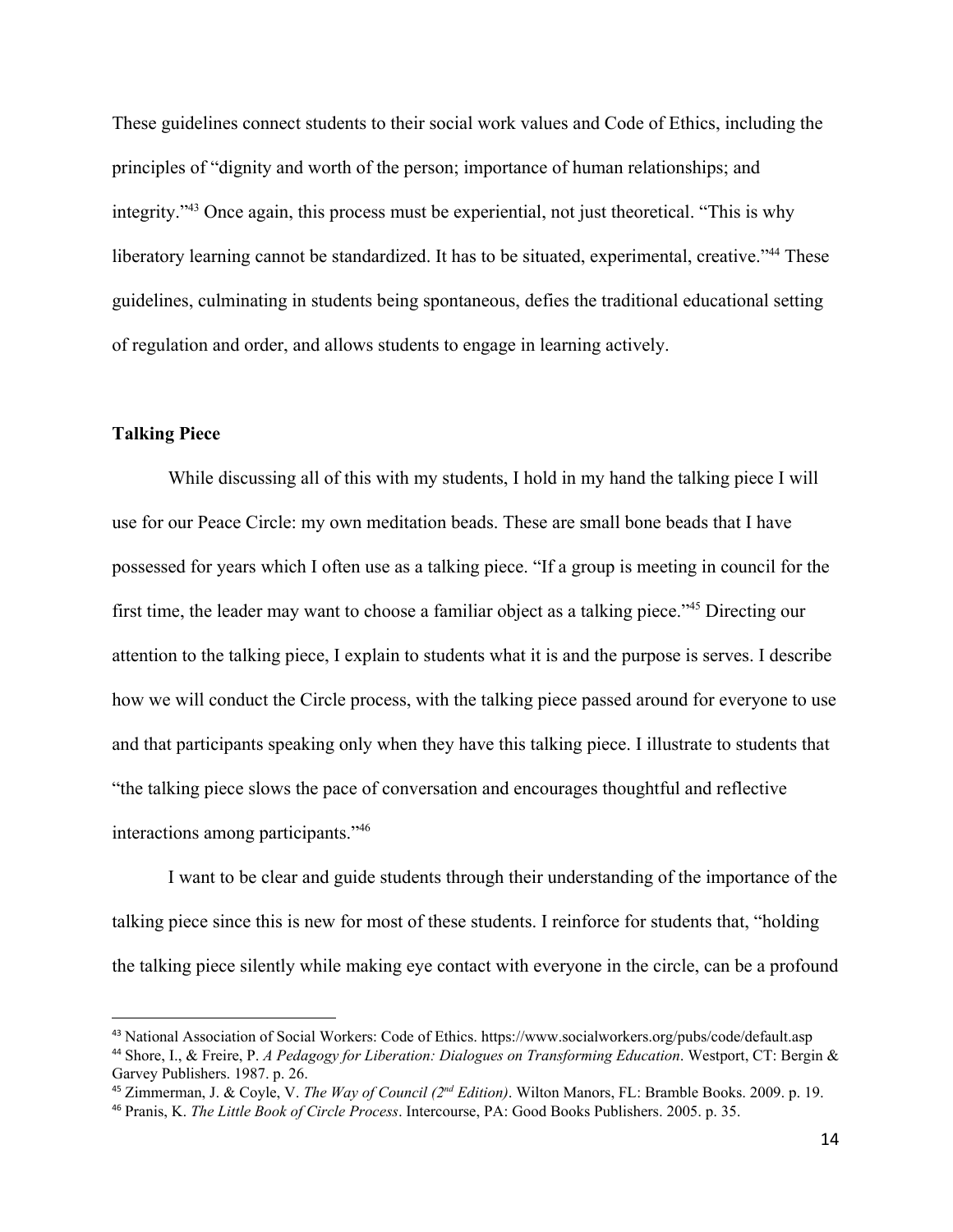These guidelines connect students to their social work values and Code of Ethics, including the principles of "dignity and worth of the person; importance of human relationships; and integrity."[43] Once again, this process must be experiential, not just theoretical. "This is why liberatory learning cannot be standardized. It has to be situated, experimental, creative."[44] These guidelines, culminating in students being spontaneous, defies the traditional educational setting of regulation and order, and allows students to engage in learning actively.

**Talking Piece**

While discussing all of this with my students, I hold in my hand the talking piece I will use for our Peace Circle: my own meditation beads. These are small bone beads that I have possessed for years which I often use as a talking piece. "If a group is meeting in council for the first time, the leader may want to choose a familiar object as a talking piece."[45] Directing our attention to the talking piece, I explain to students what it is and the purpose is serves. I describe how we will conduct the Circle process, with the talking piece passed around for everyone to use and that participants speaking only when they have this talking piece. I illustrate to students that "the talking piece slows the pace of conversation and encourages thoughtful and reflective interactions among participants."[46]

I want to be clear and guide students through their understanding of the importance of the talking piece since this is new for most of these students. I reinforce for students that, "holding the talking piece silently while making eye contact with everyone in the circle, can be a profound

---

[43] National Association of Social Workers: Code of Ethics. https://www.socialworkers.org/pubs/code/default.asp

[44] Shore, I., & Freire, P. *A Pedagogy for Liberation: Dialogues on Transforming Education*. Westport, CT: Bergin & Garvey Publishers. 1987. p. 26.

[45] Zimmerman, J. & Coyle, V. *The Way of Council (2nd Edition)*. Wilton Manors, FL: Bramble Books. 2009. p. 19.

[46] Pranis, K. *The Little Book of Circle Process*. Intercourse, PA: Good Books Publishers. 2005. p. 35.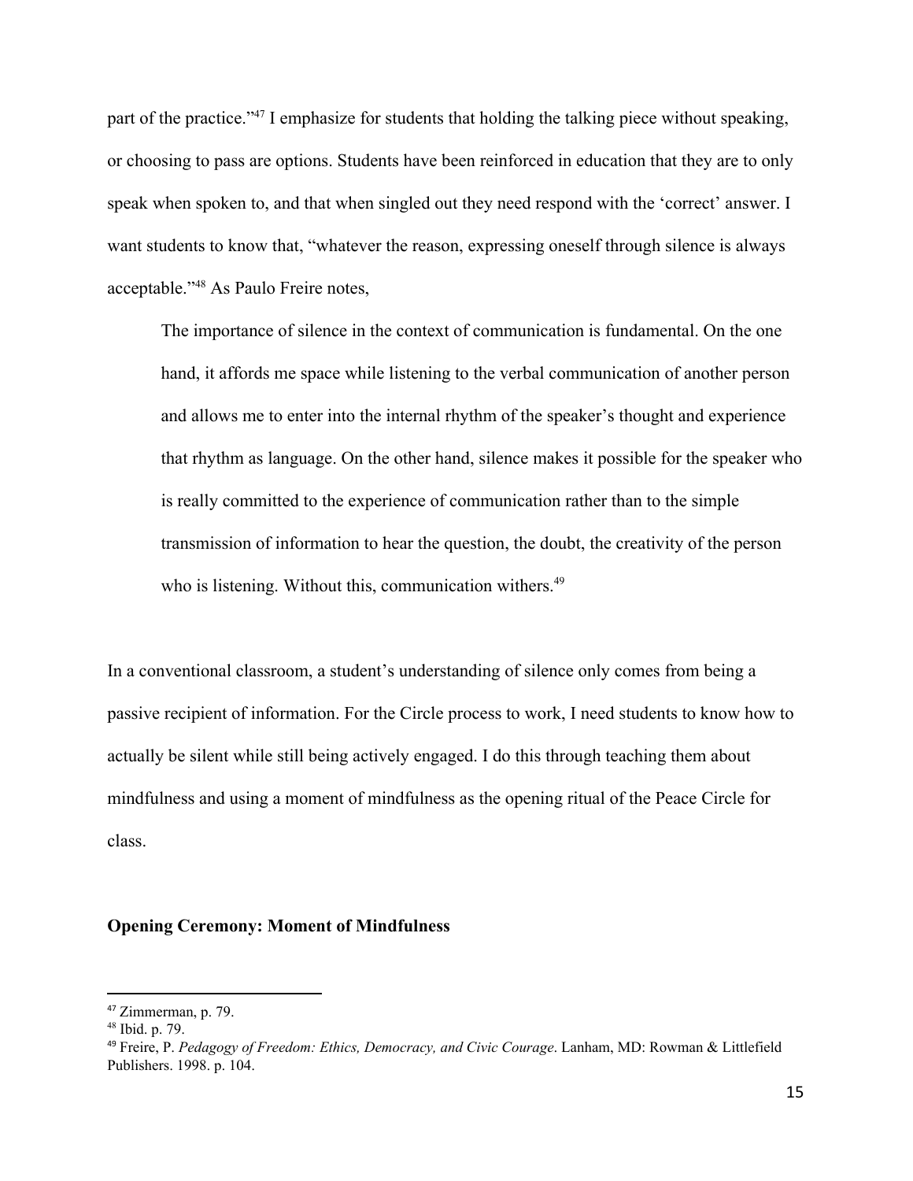part of the practice."[47] I emphasize for students that holding the talking piece without speaking, or choosing to pass are options. Students have been reinforced in education that they are to only speak when spoken to, and that when singled out they need respond with the 'correct' answer. I want students to know that, "whatever the reason, expressing oneself through silence is always acceptable."[48] As Paulo Freire notes,

> The importance of silence in the context of communication is fundamental. On the one hand, it affords me space while listening to the verbal communication of another person and allows me to enter into the internal rhythm of the speaker's thought and experience that rhythm as language. On the other hand, silence makes it possible for the speaker who is really committed to the experience of communication rather than to the simple transmission of information to hear the question, the doubt, the creativity of the person who is listening. Without this, communication withers.[49]

In a conventional classroom, a student's understanding of silence only comes from being a passive recipient of information. For the Circle process to work, I need students to know how to actually be silent while still being actively engaged. I do this through teaching them about mindfulness and using a moment of mindfulness as the opening ritual of the Peace Circle for class.

**Opening Ceremony: Moment of Mindfulness**

---

[47] Zimmerman, p. 79.

[48] Ibid. p. 79.

[49] Freire, P. *Pedagogy of Freedom: Ethics, Democracy, and Civic Courage*. Lanham, MD: Rowman & Littlefield Publishers. 1998. p. 104.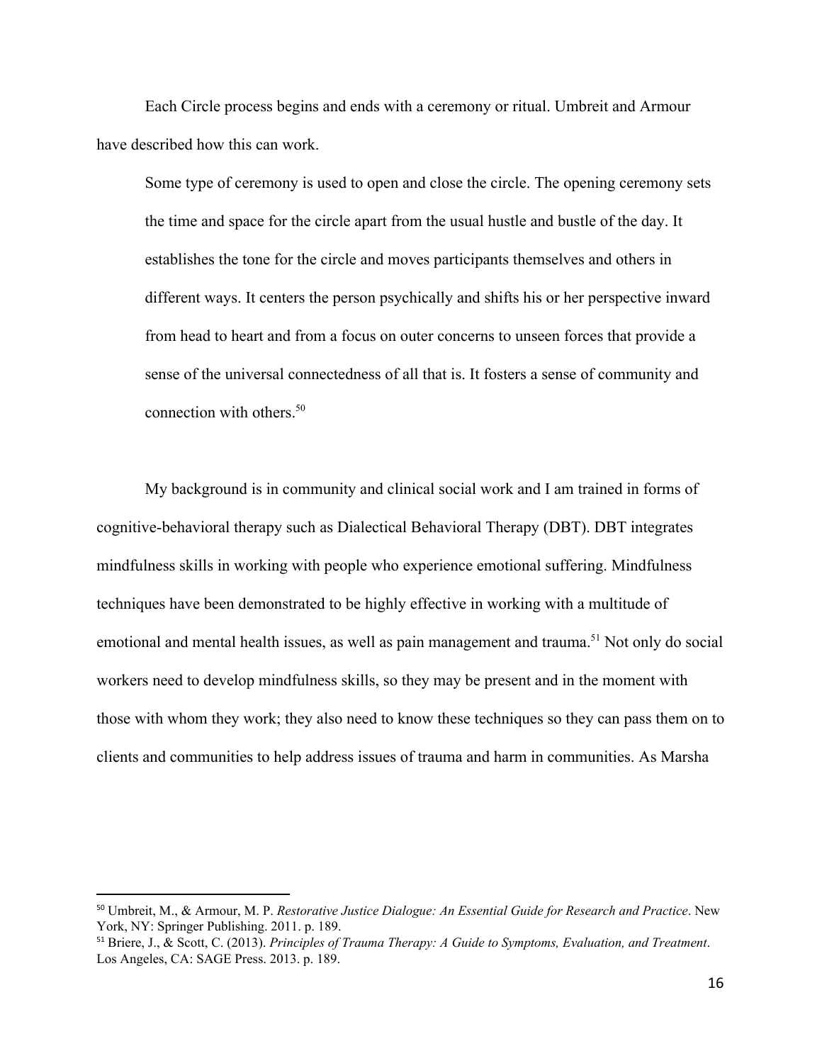Each Circle process begins and ends with a ceremony or ritual. Umbreit and Armour have described how this can work.

> Some type of ceremony is used to open and close the circle. The opening ceremony sets the time and space for the circle apart from the usual hustle and bustle of the day. It establishes the tone for the circle and moves participants themselves and others in different ways. It centers the person psychically and shifts his or her perspective inward from head to heart and from a focus on outer concerns to unseen forces that provide a sense of the universal connectedness of all that is. It fosters a sense of community and connection with others.[50]

My background is in community and clinical social work and I am trained in forms of cognitive-behavioral therapy such as Dialectical Behavioral Therapy (DBT). DBT integrates mindfulness skills in working with people who experience emotional suffering. Mindfulness techniques have been demonstrated to be highly effective in working with a multitude of emotional and mental health issues, as well as pain management and trauma.[51] Not only do social workers need to develop mindfulness skills, so they may be present and in the moment with those with whom they work; they also need to know these techniques so they can pass them on to clients and communities to help address issues of trauma and harm in communities. As Marsha

---

[50] Umbreit, M., & Armour, M. P. *Restorative Justice Dialogue: An Essential Guide for Research and Practice*. New York, NY: Springer Publishing. 2011. p. 189.

[51] Briere, J., & Scott, C. (2013). *Principles of Trauma Therapy: A Guide to Symptoms, Evaluation, and Treatment*. Los Angeles, CA: SAGE Press. 2013. p. 189.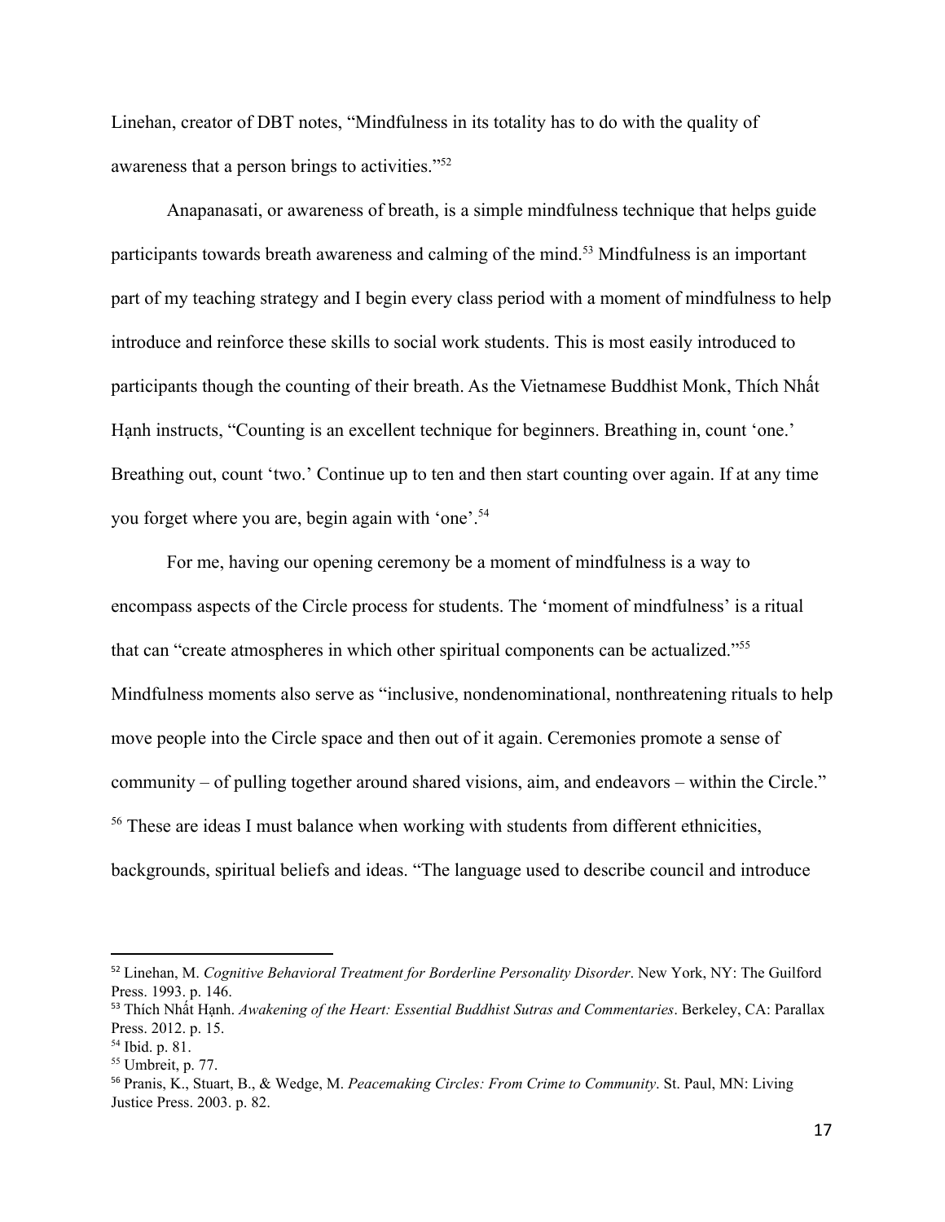Linehan, creator of DBT notes, "Mindfulness in its totality has to do with the quality of awareness that a person brings to activities."[52]

Anapanasati, or awareness of breath, is a simple mindfulness technique that helps guide participants towards breath awareness and calming of the mind.[53] Mindfulness is an important part of my teaching strategy and I begin every class period with a moment of mindfulness to help introduce and reinforce these skills to social work students. This is most easily introduced to participants though the counting of their breath. As the Vietnamese Buddhist Monk, Thích Nhất Hạnh instructs, "Counting is an excellent technique for beginners. Breathing in, count 'one.' Breathing out, count 'two.' Continue up to ten and then start counting over again. If at any time you forget where you are, begin again with 'one'.[54]

For me, having our opening ceremony be a moment of mindfulness is a way to encompass aspects of the Circle process for students. The 'moment of mindfulness' is a ritual that can "create atmospheres in which other spiritual components can be actualized."[55] Mindfulness moments also serve as "inclusive, nondenominational, nonthreatening rituals to help move people into the Circle space and then out of it again. Ceremonies promote a sense of community – of pulling together around shared visions, aim, and endeavors – within the Circle." [56] These are ideas I must balance when working with students from different ethnicities, backgrounds, spiritual beliefs and ideas. "The language used to describe council and introduce

---

[52] Linehan, M. *Cognitive Behavioral Treatment for Borderline Personality Disorder*. New York, NY: The Guilford Press. 1993. p. 146.

[53] Thích Nhất Hạnh. *Awakening of the Heart: Essential Buddhist Sutras and Commentaries*. Berkeley, CA: Parallax Press. 2012. p. 15.

[54] Ibid. p. 81.

[55] Umbreit, p. 77.

[56] Pranis, K., Stuart, B., & Wedge, M. *Peacemaking Circles: From Crime to Community*. St. Paul, MN: Living Justice Press. 2003. p. 82.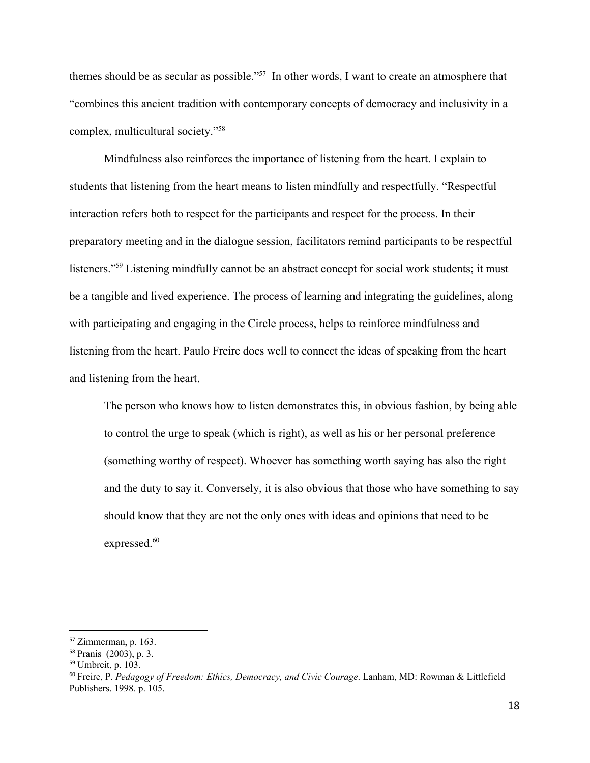themes should be as secular as possible."[57] In other words, I want to create an atmosphere that "combines this ancient tradition with contemporary concepts of democracy and inclusivity in a complex, multicultural society."[58]

Mindfulness also reinforces the importance of listening from the heart. I explain to students that listening from the heart means to listen mindfully and respectfully. "Respectful interaction refers both to respect for the participants and respect for the process. In their preparatory meeting and in the dialogue session, facilitators remind participants to be respectful listeners."[59] Listening mindfully cannot be an abstract concept for social work students; it must be a tangible and lived experience. The process of learning and integrating the guidelines, along with participating and engaging in the Circle process, helps to reinforce mindfulness and listening from the heart. Paulo Freire does well to connect the ideas of speaking from the heart and listening from the heart.

> The person who knows how to listen demonstrates this, in obvious fashion, by being able to control the urge to speak (which is right), as well as his or her personal preference (something worthy of respect). Whoever has something worth saying has also the right and the duty to say it. Conversely, it is also obvious that those who have something to say should know that they are not the only ones with ideas and opinions that need to be expressed.[60]

---

[57] Zimmerman, p. 163.
[58] Pranis (2003), p. 3.
[59] Umbreit, p. 103.
[60] Freire, P. *Pedagogy of Freedom: Ethics, Democracy, and Civic Courage*. Lanham, MD: Rowman & Littlefield Publishers. 1998. p. 105.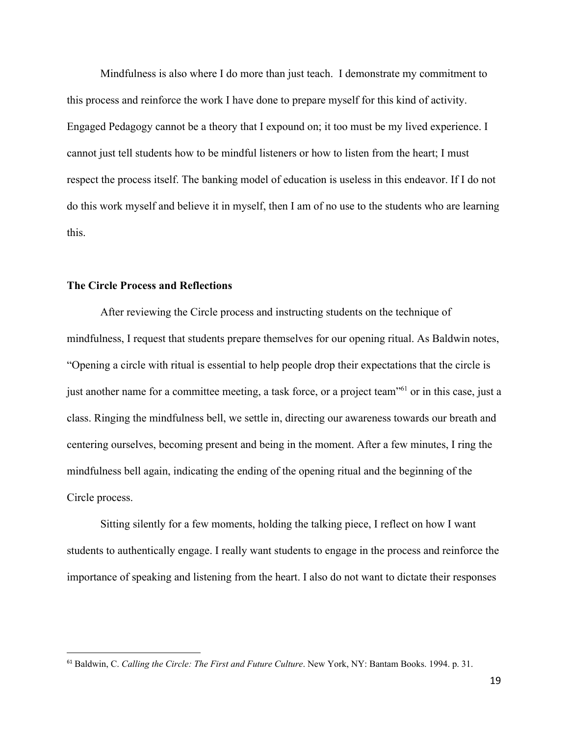Mindfulness is also where I do more than just teach. I demonstrate my commitment to this process and reinforce the work I have done to prepare myself for this kind of activity. Engaged Pedagogy cannot be a theory that I expound on; it too must be my lived experience. I cannot just tell students how to be mindful listeners or how to listen from the heart; I must respect the process itself. The banking model of education is useless in this endeavor. If I do not do this work myself and believe it in myself, then I am of no use to the students who are learning this.

**The Circle Process and Reflections**

After reviewing the Circle process and instructing students on the technique of mindfulness, I request that students prepare themselves for our opening ritual. As Baldwin notes, "Opening a circle with ritual is essential to help people drop their expectations that the circle is just another name for a committee meeting, a task force, or a project team"[61] or in this case, just a class. Ringing the mindfulness bell, we settle in, directing our awareness towards our breath and centering ourselves, becoming present and being in the moment. After a few minutes, I ring the mindfulness bell again, indicating the ending of the opening ritual and the beginning of the Circle process.

Sitting silently for a few moments, holding the talking piece, I reflect on how I want students to authentically engage. I really want students to engage in the process and reinforce the importance of speaking and listening from the heart. I also do not want to dictate their responses

---

[61] Baldwin, C. *Calling the Circle: The First and Future Culture*. New York, NY: Bantam Books. 1994. p. 31.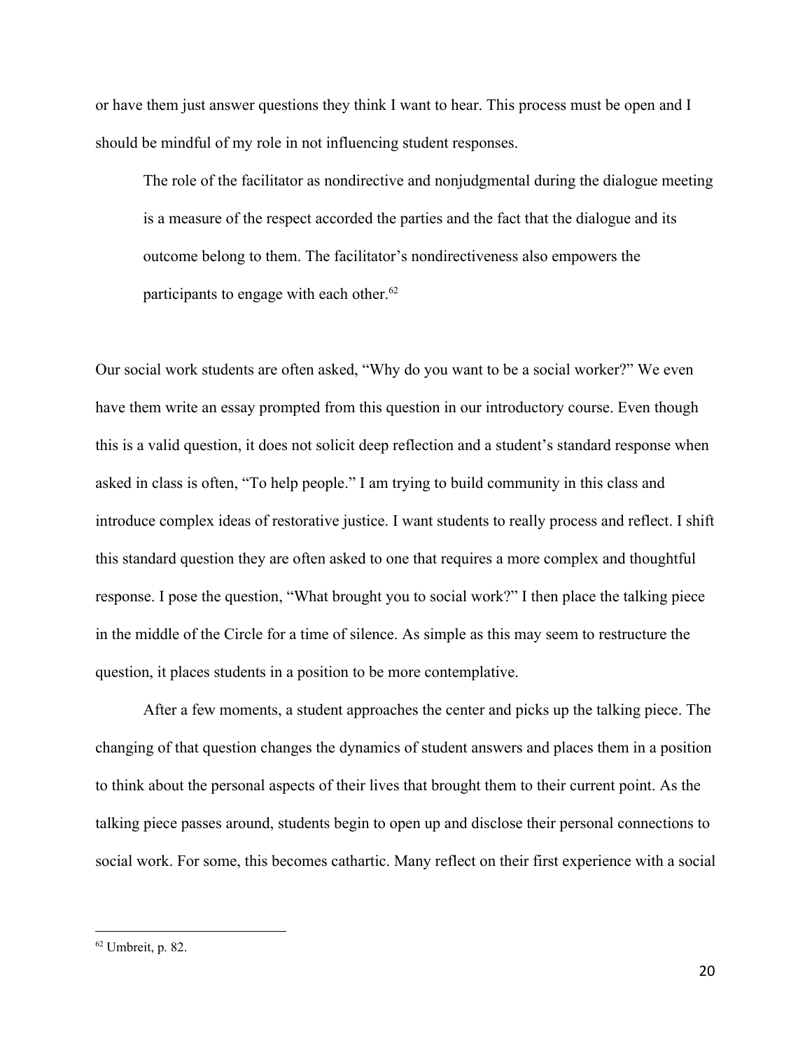or have them just answer questions they think I want to hear. This process must be open and I should be mindful of my role in not influencing student responses.

> The role of the facilitator as nondirective and nonjudgmental during the dialogue meeting is a measure of the respect accorded the parties and the fact that the dialogue and its outcome belong to them. The facilitator's nondirectiveness also empowers the participants to engage with each other.[62]

Our social work students are often asked, "Why do you want to be a social worker?" We even have them write an essay prompted from this question in our introductory course. Even though this is a valid question, it does not solicit deep reflection and a student's standard response when asked in class is often, "To help people." I am trying to build community in this class and introduce complex ideas of restorative justice. I want students to really process and reflect. I shift this standard question they are often asked to one that requires a more complex and thoughtful response. I pose the question, "What brought you to social work?" I then place the talking piece in the middle of the Circle for a time of silence. As simple as this may seem to restructure the question, it places students in a position to be more contemplative.

After a few moments, a student approaches the center and picks up the talking piece. The changing of that question changes the dynamics of student answers and places them in a position to think about the personal aspects of their lives that brought them to their current point. As the talking piece passes around, students begin to open up and disclose their personal connections to social work. For some, this becomes cathartic. Many reflect on their first experience with a social

---

[62] Umbreit, p. 82.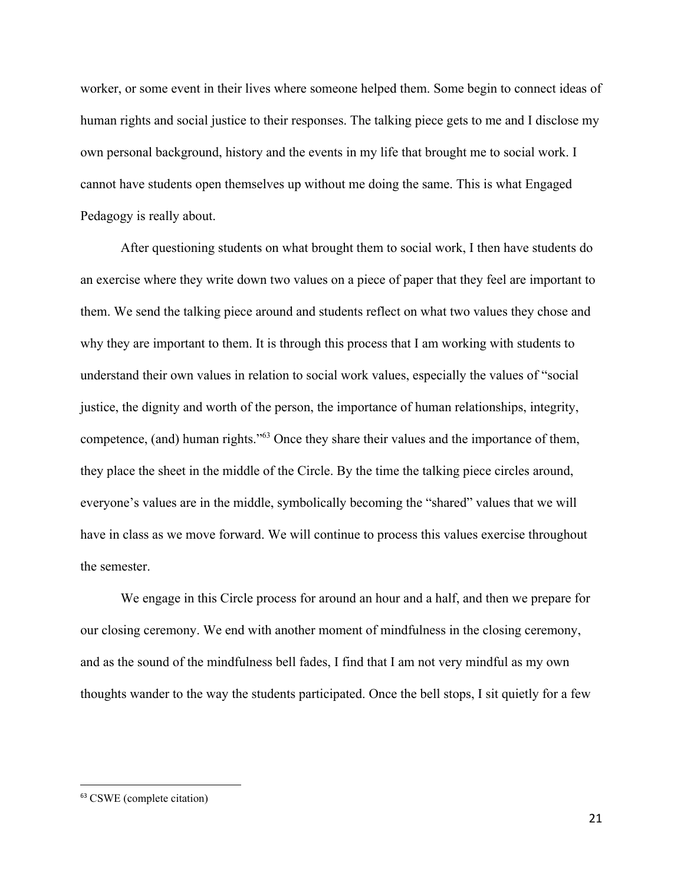worker, or some event in their lives where someone helped them. Some begin to connect ideas of human rights and social justice to their responses. The talking piece gets to me and I disclose my own personal background, history and the events in my life that brought me to social work. I cannot have students open themselves up without me doing the same. This is what Engaged Pedagogy is really about.

After questioning students on what brought them to social work, I then have students do an exercise where they write down two values on a piece of paper that they feel are important to them. We send the talking piece around and students reflect on what two values they chose and why they are important to them. It is through this process that I am working with students to understand their own values in relation to social work values, especially the values of "social justice, the dignity and worth of the person, the importance of human relationships, integrity, competence, (and) human rights."[63] Once they share their values and the importance of them, they place the sheet in the middle of the Circle. By the time the talking piece circles around, everyone's values are in the middle, symbolically becoming the "shared" values that we will have in class as we move forward. We will continue to process this values exercise throughout the semester.

We engage in this Circle process for around an hour and a half, and then we prepare for our closing ceremony. We end with another moment of mindfulness in the closing ceremony, and as the sound of the mindfulness bell fades, I find that I am not very mindful as my own thoughts wander to the way the students participated. Once the bell stops, I sit quietly for a few

[63] CSWE (complete citation)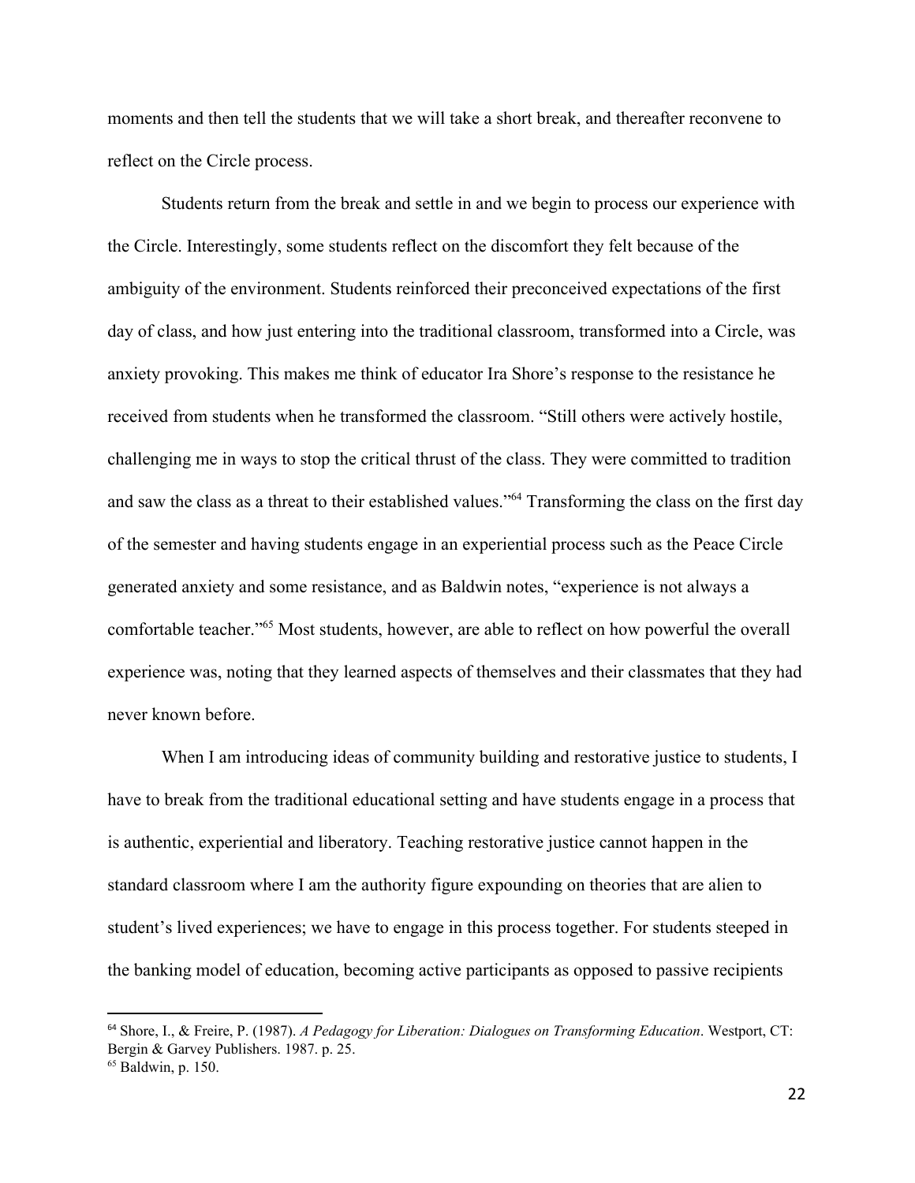moments and then tell the students that we will take a short break, and thereafter reconvene to reflect on the Circle process.

Students return from the break and settle in and we begin to process our experience with the Circle. Interestingly, some students reflect on the discomfort they felt because of the ambiguity of the environment. Students reinforced their preconceived expectations of the first day of class, and how just entering into the traditional classroom, transformed into a Circle, was anxiety provoking. This makes me think of educator Ira Shore's response to the resistance he received from students when he transformed the classroom. "Still others were actively hostile, challenging me in ways to stop the critical thrust of the class. They were committed to tradition and saw the class as a threat to their established values."[64] Transforming the class on the first day of the semester and having students engage in an experiential process such as the Peace Circle generated anxiety and some resistance, and as Baldwin notes, "experience is not always a comfortable teacher."[65] Most students, however, are able to reflect on how powerful the overall experience was, noting that they learned aspects of themselves and their classmates that they had never known before.

When I am introducing ideas of community building and restorative justice to students, I have to break from the traditional educational setting and have students engage in a process that is authentic, experiential and liberatory. Teaching restorative justice cannot happen in the standard classroom where I am the authority figure expounding on theories that are alien to student's lived experiences; we have to engage in this process together. For students steeped in the banking model of education, becoming active participants as opposed to passive recipients

---

[64] Shore, I., & Freire, P. (1987). *A Pedagogy for Liberation: Dialogues on Transforming Education*. Westport, CT: Bergin & Garvey Publishers. 1987. p. 25.

[65] Baldwin, p. 150.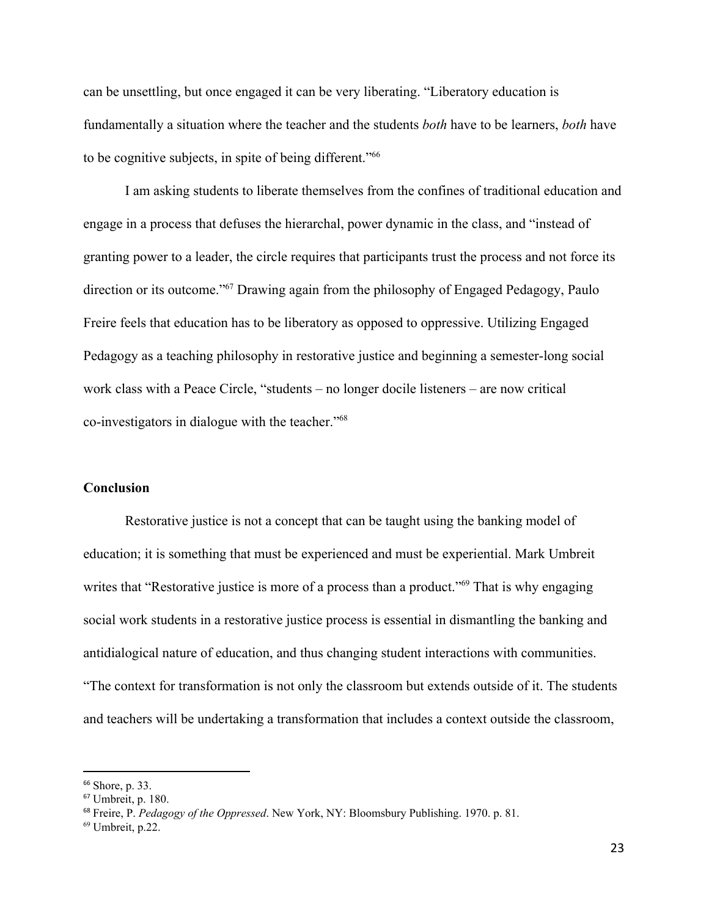can be unsettling, but once engaged it can be very liberating. "Liberatory education is fundamentally a situation where the teacher and the students *both* have to be learners, *both* have to be cognitive subjects, in spite of being different."[66]

I am asking students to liberate themselves from the confines of traditional education and engage in a process that defuses the hierarchal, power dynamic in the class, and "instead of granting power to a leader, the circle requires that participants trust the process and not force its direction or its outcome."[67] Drawing again from the philosophy of Engaged Pedagogy, Paulo Freire feels that education has to be liberatory as opposed to oppressive. Utilizing Engaged Pedagogy as a teaching philosophy in restorative justice and beginning a semester-long social work class with a Peace Circle, "students – no longer docile listeners – are now critical co-investigators in dialogue with the teacher."[68]

## Conclusion

Restorative justice is not a concept that can be taught using the banking model of education; it is something that must be experienced and must be experiential. Mark Umbreit writes that "Restorative justice is more of a process than a product."[69] That is why engaging social work students in a restorative justice process is essential in dismantling the banking and antidialogical nature of education, and thus changing student interactions with communities. "The context for transformation is not only the classroom but extends outside of it. The students and teachers will be undertaking a transformation that includes a context outside the classroom,

---

[66] Shore, p. 33.

[67] Umbreit, p. 180.

[68] Freire, P. *Pedagogy of the Oppressed*. New York, NY: Bloomsbury Publishing. 1970. p. 81.

[69] Umbreit, p.22.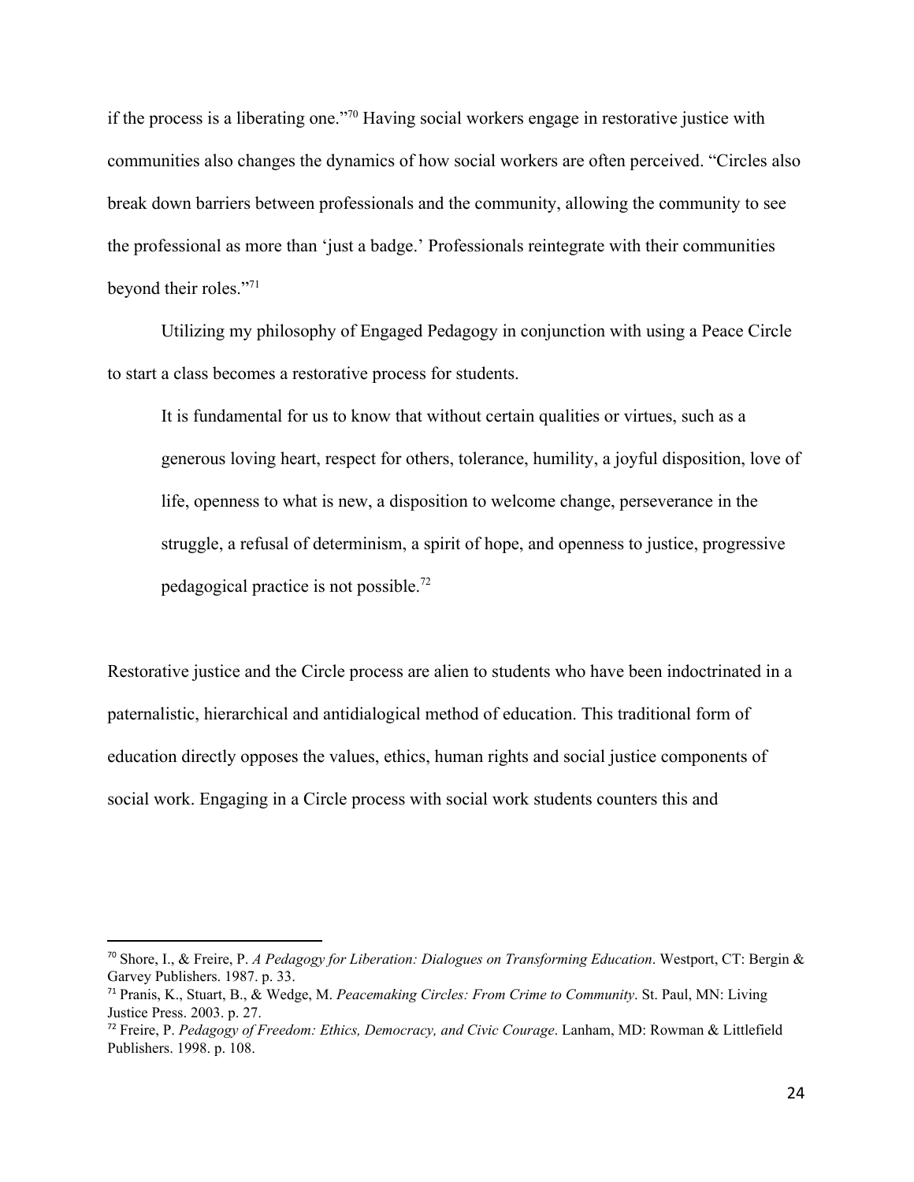if the process is a liberating one."[70] Having social workers engage in restorative justice with communities also changes the dynamics of how social workers are often perceived. "Circles also break down barriers between professionals and the community, allowing the community to see the professional as more than 'just a badge.' Professionals reintegrate with their communities beyond their roles."[71]

Utilizing my philosophy of Engaged Pedagogy in conjunction with using a Peace Circle to start a class becomes a restorative process for students.

> It is fundamental for us to know that without certain qualities or virtues, such as a generous loving heart, respect for others, tolerance, humility, a joyful disposition, love of life, openness to what is new, a disposition to welcome change, perseverance in the struggle, a refusal of determinism, a spirit of hope, and openness to justice, progressive pedagogical practice is not possible.[72]

Restorative justice and the Circle process are alien to students who have been indoctrinated in a paternalistic, hierarchical and antidialogical method of education. This traditional form of education directly opposes the values, ethics, human rights and social justice components of social work. Engaging in a Circle process with social work students counters this and

---

[70] Shore, I., & Freire, P. *A Pedagogy for Liberation: Dialogues on Transforming Education*. Westport, CT: Bergin & Garvey Publishers. 1987. p. 33.

[71] Pranis, K., Stuart, B., & Wedge, M. *Peacemaking Circles: From Crime to Community*. St. Paul, MN: Living Justice Press. 2003. p. 27.

[72] Freire, P. *Pedagogy of Freedom: Ethics, Democracy, and Civic Courage*. Lanham, MD: Rowman & Littlefield Publishers. 1998. p. 108.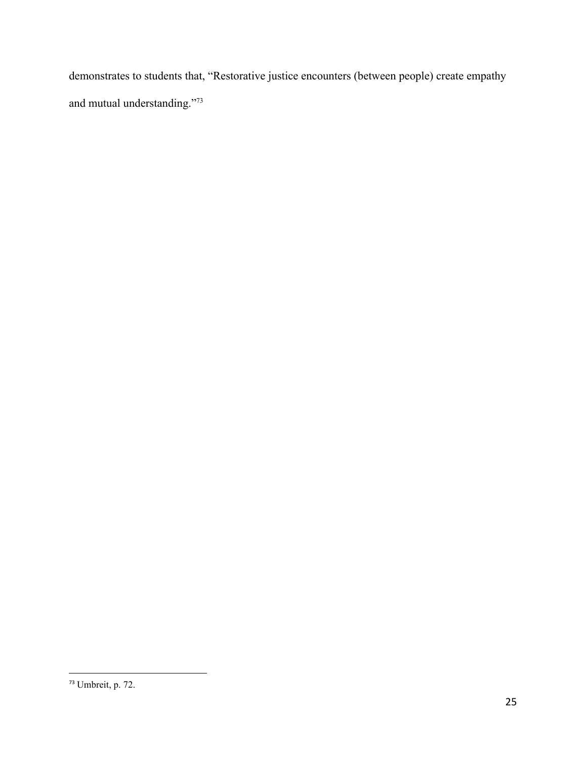demonstrates to students that, "Restorative justice encounters (between people) create empathy and mutual understanding."[73]

---

[73] Umbreit, p. 72.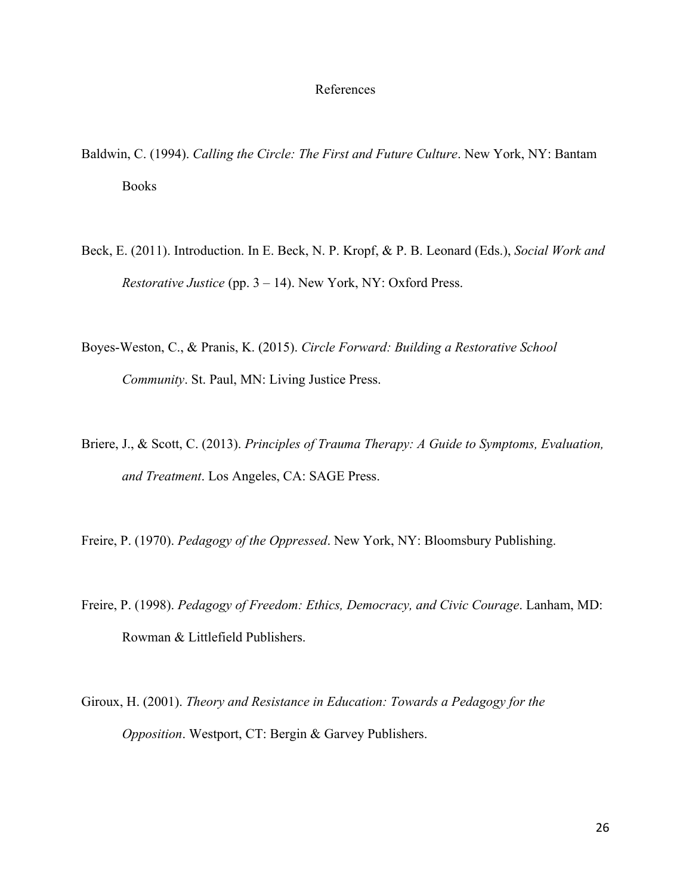# References

Baldwin, C. (1994). *Calling the Circle: The First and Future Culture*. New York, NY: Bantam Books

Beck, E. (2011). Introduction. In E. Beck, N. P. Kropf, & P. B. Leonard (Eds.), *Social Work and Restorative Justice* (pp. 3 – 14). New York, NY: Oxford Press.

Boyes-Weston, C., & Pranis, K. (2015). *Circle Forward: Building a Restorative School Community*. St. Paul, MN: Living Justice Press.

Briere, J., & Scott, C. (2013). *Principles of Trauma Therapy: A Guide to Symptoms, Evaluation, and Treatment*. Los Angeles, CA: SAGE Press.

Freire, P. (1970). *Pedagogy of the Oppressed*. New York, NY: Bloomsbury Publishing.

Freire, P. (1998). *Pedagogy of Freedom: Ethics, Democracy, and Civic Courage*. Lanham, MD: Rowman & Littlefield Publishers.

Giroux, H. (2001). *Theory and Resistance in Education: Towards a Pedagogy for the Opposition*. Westport, CT: Bergin & Garvey Publishers.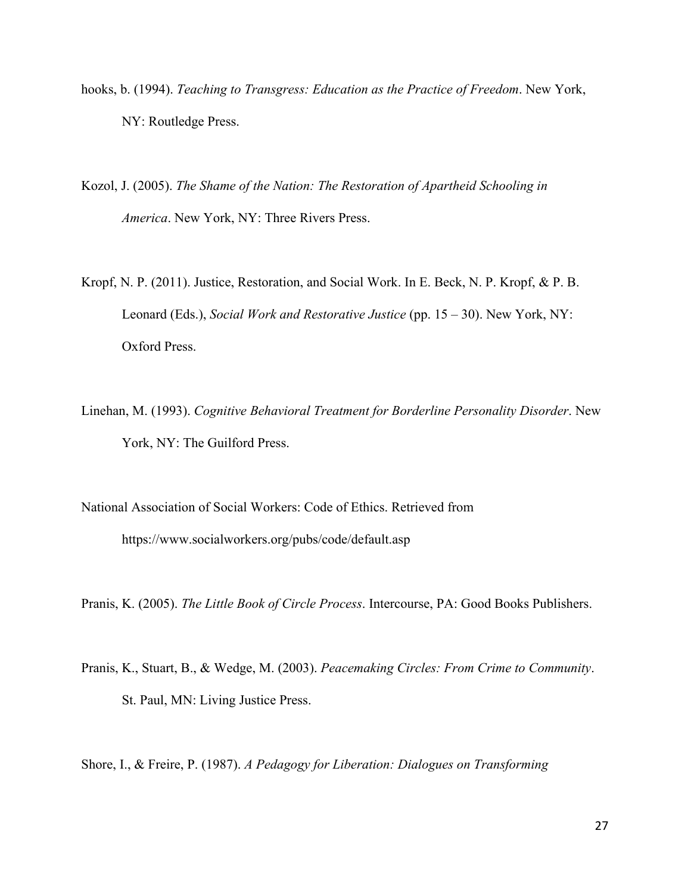hooks, b. (1994). *Teaching to Transgress: Education as the Practice of Freedom*. New York, NY: Routledge Press.

Kozol, J. (2005). *The Shame of the Nation: The Restoration of Apartheid Schooling in America*. New York, NY: Three Rivers Press.

Kropf, N. P. (2011). Justice, Restoration, and Social Work. In E. Beck, N. P. Kropf, & P. B. Leonard (Eds.), *Social Work and Restorative Justice* (pp. 15 – 30). New York, NY: Oxford Press.

Linehan, M. (1993). *Cognitive Behavioral Treatment for Borderline Personality Disorder*. New York, NY: The Guilford Press.

National Association of Social Workers: Code of Ethics. Retrieved from https://www.socialworkers.org/pubs/code/default.asp

Pranis, K. (2005). *The Little Book of Circle Process*. Intercourse, PA: Good Books Publishers.

Pranis, K., Stuart, B., & Wedge, M. (2003). *Peacemaking Circles: From Crime to Community*. St. Paul, MN: Living Justice Press.

Shore, I., & Freire, P. (1987). *A Pedagogy for Liberation: Dialogues on Transforming*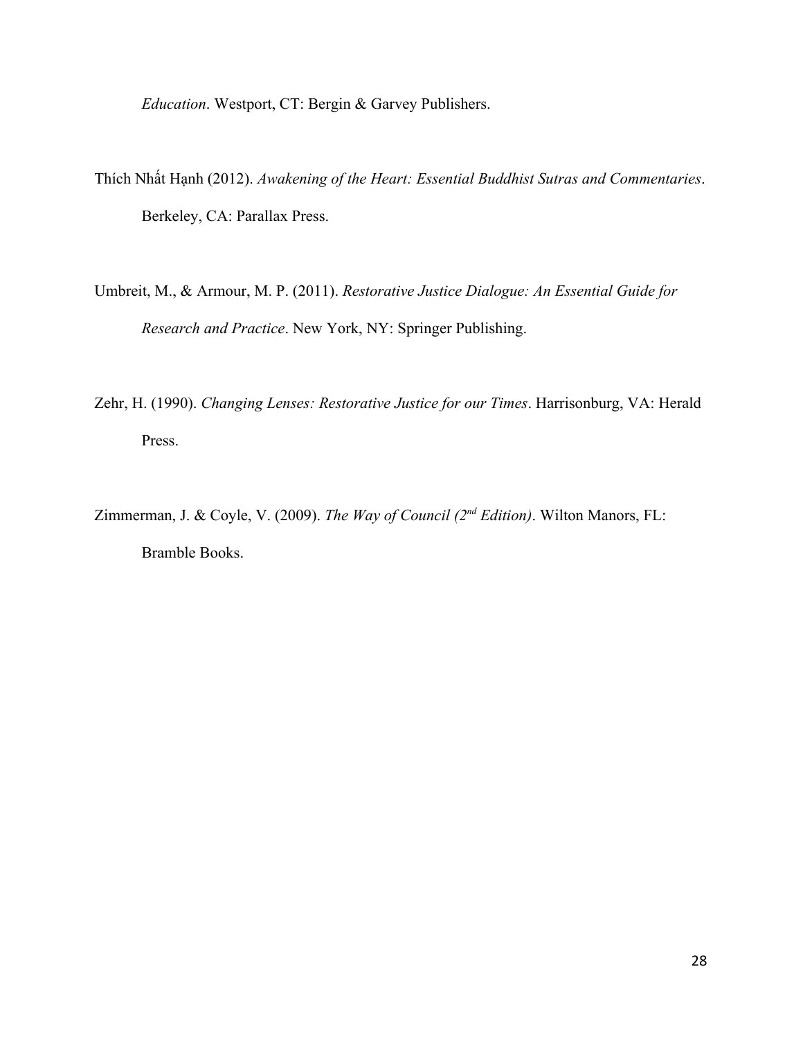*Education*. Westport, CT: Bergin & Garvey Publishers.

Thích Nhất Hạnh (2012). *Awakening of the Heart: Essential Buddhist Sutras and Commentaries*. Berkeley, CA: Parallax Press.

Umbreit, M., & Armour, M. P. (2011). *Restorative Justice Dialogue: An Essential Guide for Research and Practice*. New York, NY: Springer Publishing.

Zehr, H. (1990). *Changing Lenses: Restorative Justice for our Times*. Harrisonburg, VA: Herald Press.

Zimmerman, J. & Coyle, V. (2009). *The Way of Council (2nd Edition)*. Wilton Manors, FL: Bramble Books.